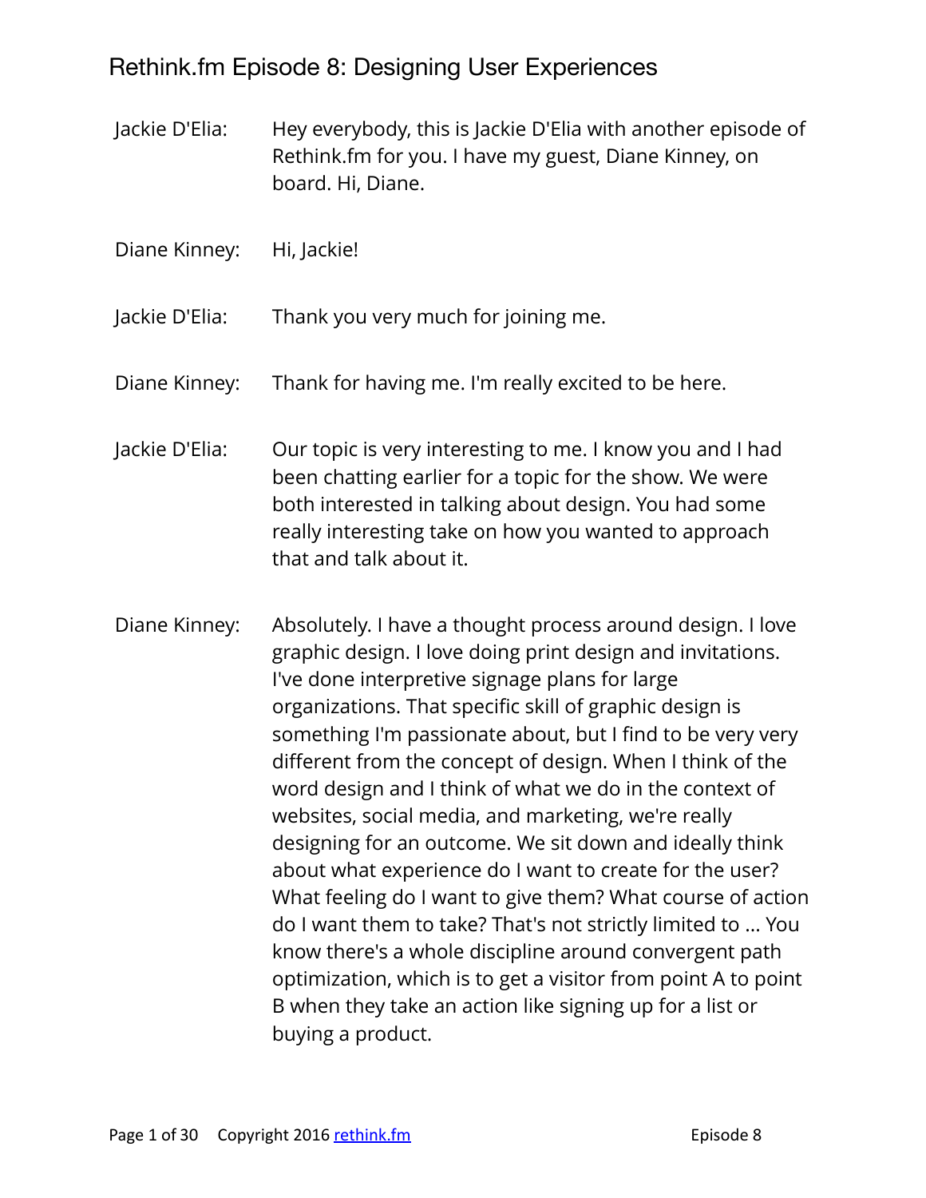# Rethink.fm Episode 8: Designing User Experiences

**Jackie D'Elia:** Hey everybody, this is Jackie D'Elia with another episode of Rethink.fm for you. I have my guest, Diane Kinney, on board. Hi, Diane.

**Diane Kinney:** Hi, Jackie!

**Jackie D'Elia:** Thank you very much for joining me.

**Diane Kinney:** Thank for having me. I'm really excited to be here.

**Jackie D'Elia:** Our topic is very interesting to me. I know you and I had been chatting earlier for a topic for the show. We were both interested in talking about design. You had some really interesting take on how you wanted to approach that and talk about it.

**Diane Kinney:** Absolutely. I have a thought process around design. I love graphic design. I love doing print design and invitations. I've done interpretive signage plans for large organizations. That specific skill of graphic design is something I'm passionate about, but I find to be very very different from the concept of design. When I think of the word design and I think of what we do in the context of websites, social media, and marketing, we're really designing for an outcome. We sit down and ideally think about what experience do I want to create for the user? What feeling do I want to give them? What course of action do I want them to take? That's not strictly limited to ... You know there's a whole discipline around convergent path optimization, which is to get a visitor from point A to point B when they take an action like signing up for a list or buying a product.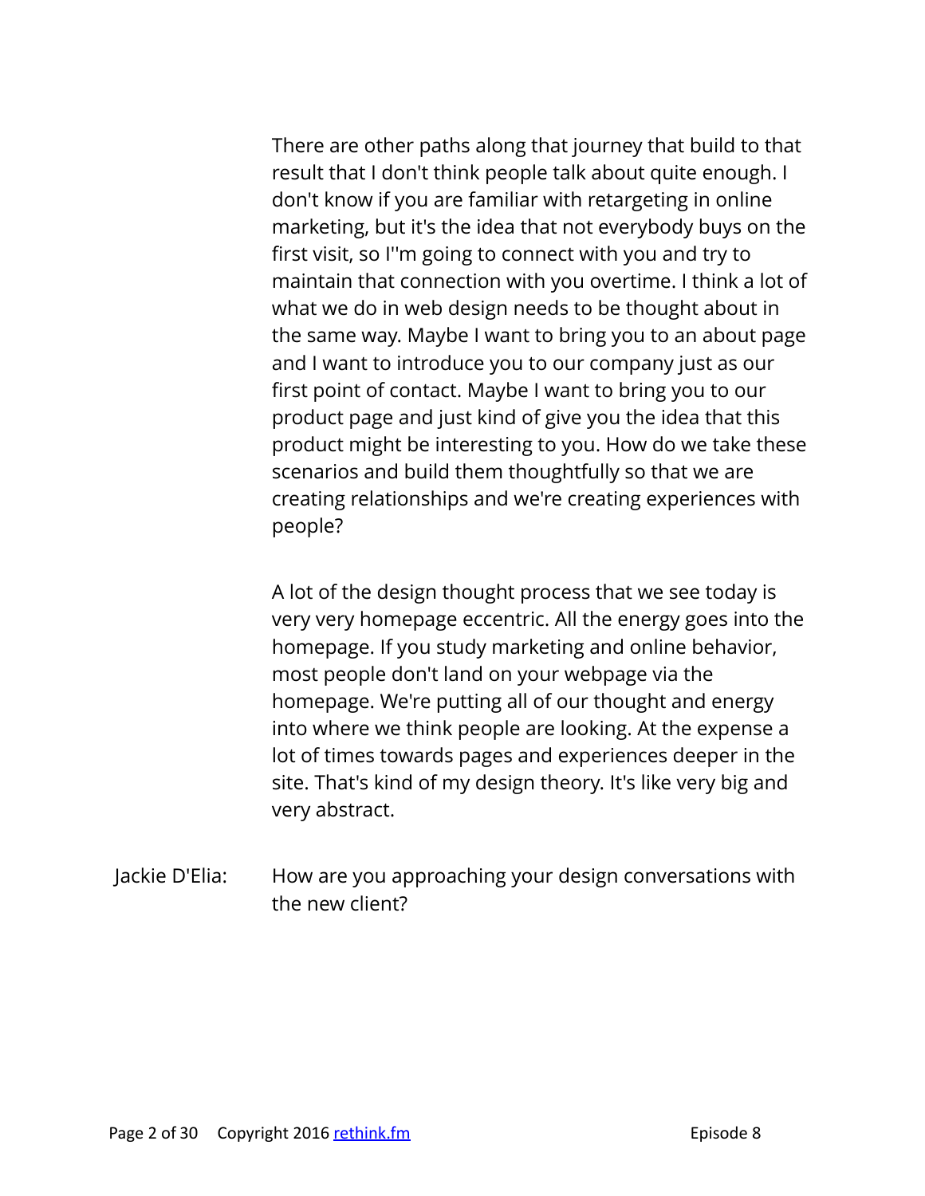There are other paths along that journey that build to that result that I don't think people talk about quite enough. I don't know if you are familiar with retargeting in online marketing, but it's the idea that not everybody buys on the first visit, so I''m going to connect with you and try to maintain that connection with you overtime. I think a lot of what we do in web design needs to be thought about in the same way. Maybe I want to bring you to an about page and I want to introduce you to our company just as our first point of contact. Maybe I want to bring you to our product page and just kind of give you the idea that this product might be interesting to you. How do we take these scenarios and build them thoughtfully so that we are creating relationships and we're creating experiences with people?

A lot of the design thought process that we see today is very very homepage eccentric. All the energy goes into the homepage. If you study marketing and online behavior, most people don't land on your webpage via the homepage. We're putting all of our thought and energy into where we think people are looking. At the expense a lot of times towards pages and experiences deeper in the site. That's kind of my design theory. It's like very big and very abstract.

Jackie D'Elia: How are you approaching your design conversations with the new client?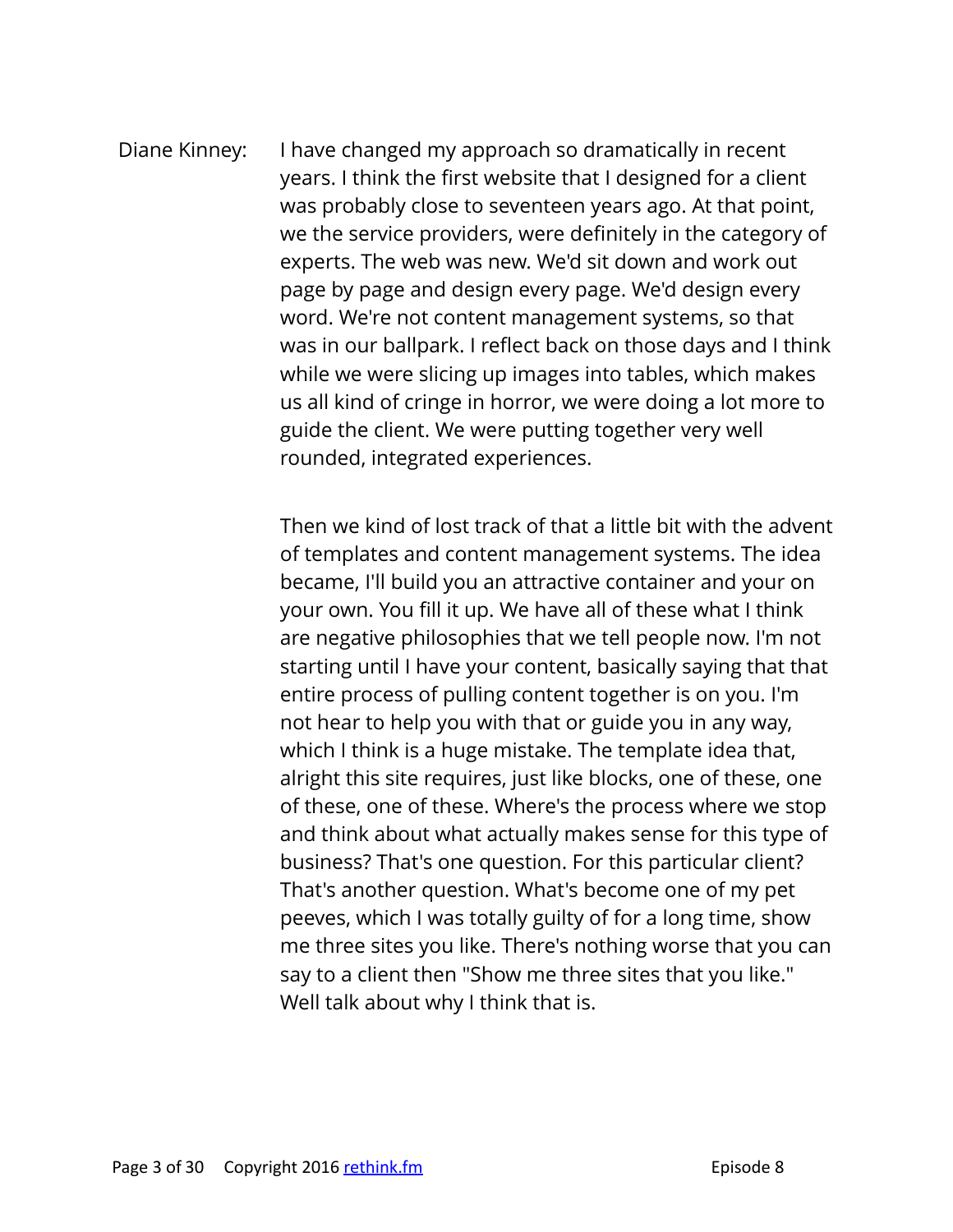Diane Kinney: I have changed my approach so dramatically in recent years. I think the first website that I designed for a client was probably close to seventeen years ago. At that point, we the service providers, were definitely in the category of experts. The web was new. We'd sit down and work out page by page and design every page. We'd design every word. We're not content management systems, so that was in our ballpark. I reflect back on those days and I think while we were slicing up images into tables, which makes us all kind of cringe in horror, we were doing a lot more to guide the client. We were putting together very well rounded, integrated experiences.

Then we kind of lost track of that a little bit with the advent of templates and content management systems. The idea became, I'll build you an attractive container and your on your own. You fill it up. We have all of these what I think are negative philosophies that we tell people now. I'm not starting until I have your content, basically saying that that entire process of pulling content together is on you. I'm not hear to help you with that or guide you in any way, which I think is a huge mistake. The template idea that, alright this site requires, just like blocks, one of these, one of these, one of these. Where's the process where we stop and think about what actually makes sense for this type of business? That's one question. For this particular client? That's another question. What's become one of my pet peeves, which I was totally guilty of for a long time, show me three sites you like. There's nothing worse that you can say to a client then "Show me three sites that you like." Well talk about why I think that is.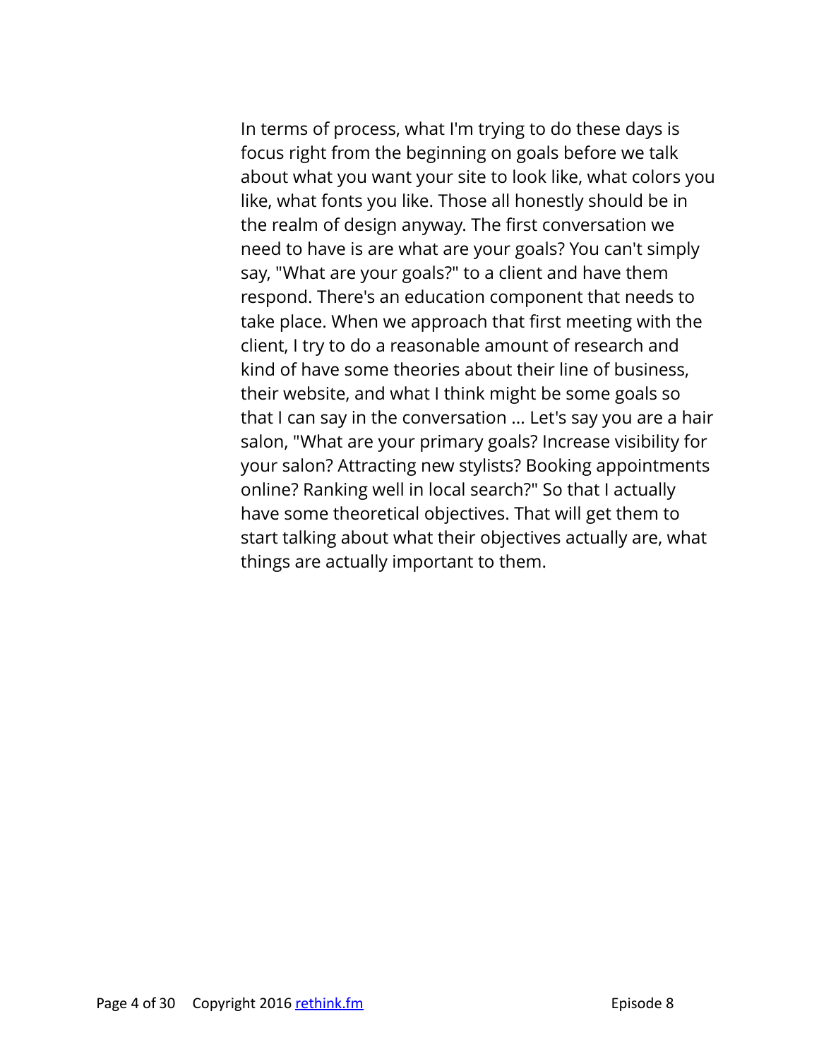In terms of process, what I'm trying to do these days is focus right from the beginning on goals before we talk about what you want your site to look like, what colors you like, what fonts you like. Those all honestly should be in the realm of design anyway. The first conversation we need to have is are what are your goals? You can't simply say, "What are your goals?" to a client and have them respond. There's an education component that needs to take place. When we approach that first meeting with the client, I try to do a reasonable amount of research and kind of have some theories about their line of business, their website, and what I think might be some goals so that I can say in the conversation ... Let's say you are a hair salon, "What are your primary goals? Increase visibility for your salon? Attracting new stylists? Booking appointments online? Ranking well in local search?" So that I actually have some theoretical objectives. That will get them to start talking about what their objectives actually are, what things are actually important to them.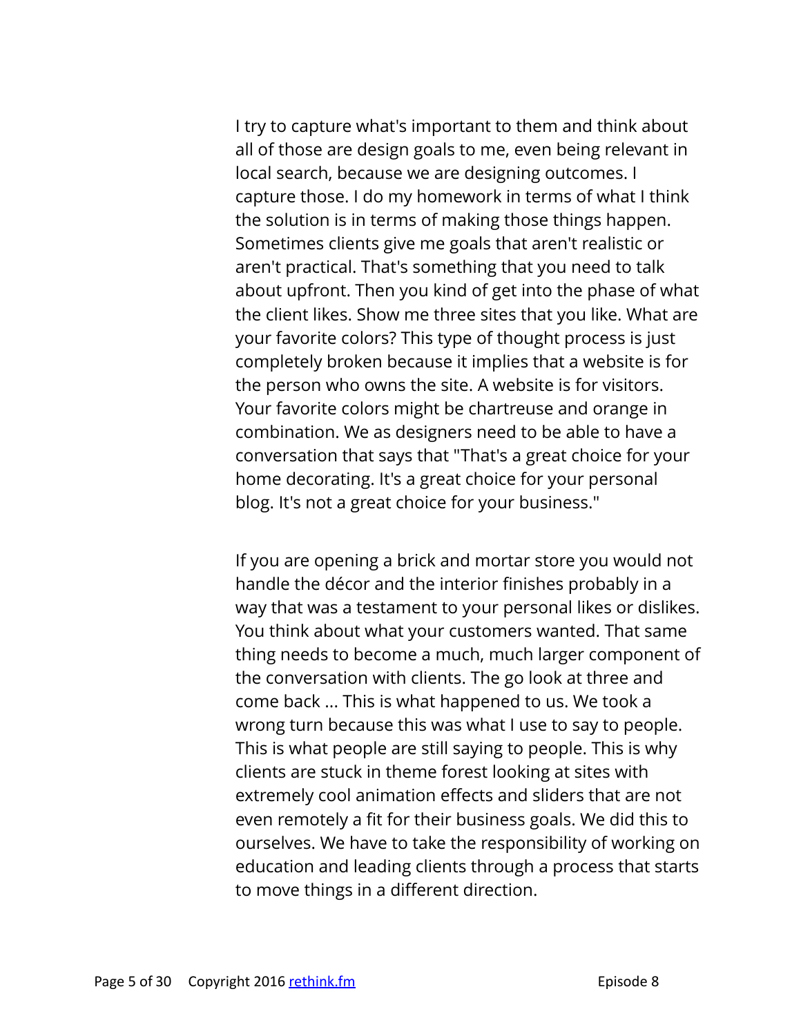I try to capture what's important to them and think about all of those are design goals to me, even being relevant in local search, because we are designing outcomes. I capture those. I do my homework in terms of what I think the solution is in terms of making those things happen. Sometimes clients give me goals that aren't realistic or aren't practical. That's something that you need to talk about upfront. Then you kind of get into the phase of what the client likes. Show me three sites that you like. What are your favorite colors? This type of thought process is just completely broken because it implies that a website is for the person who owns the site. A website is for visitors. Your favorite colors might be chartreuse and orange in combination. We as designers need to be able to have a conversation that says that "That's a great choice for your home decorating. It's a great choice for your personal blog. It's not a great choice for your business."

If you are opening a brick and mortar store you would not handle the décor and the interior finishes probably in a way that was a testament to your personal likes or dislikes. You think about what your customers wanted. That same thing needs to become a much, much larger component of the conversation with clients. The go look at three and come back ... This is what happened to us. We took a wrong turn because this was what I use to say to people. This is what people are still saying to people. This is why clients are stuck in theme forest looking at sites with extremely cool animation effects and sliders that are not even remotely a fit for their business goals. We did this to ourselves. We have to take the responsibility of working on education and leading clients through a process that starts to move things in a different direction.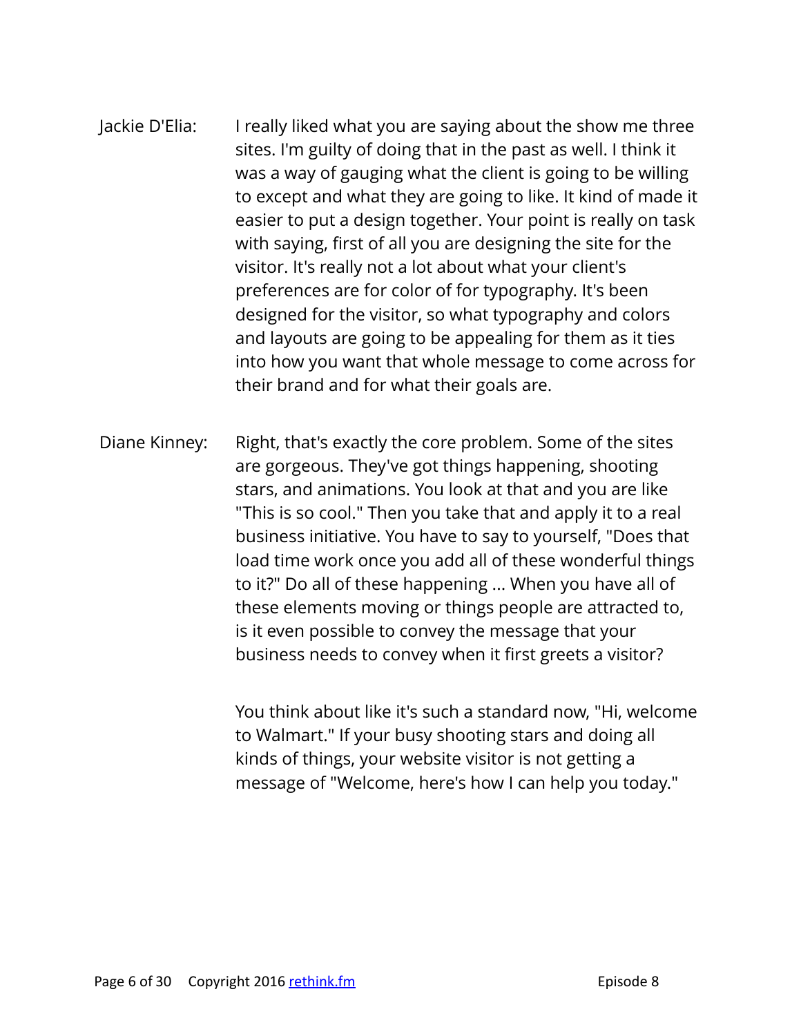Jackie D'Elia: I really liked what you are saying about the show me three sites. I'm guilty of doing that in the past as well. I think it was a way of gauging what the client is going to be willing to except and what they are going to like. It kind of made it easier to put a design together. Your point is really on task with saying, first of all you are designing the site for the visitor. It's really not a lot about what your client's preferences are for color of for typography. It's been designed for the visitor, so what typography and colors and layouts are going to be appealing for them as it ties into how you want that whole message to come across for their brand and for what their goals are.

Diane Kinney: Right, that's exactly the core problem. Some of the sites are gorgeous. They've got things happening, shooting stars, and animations. You look at that and you are like "This is so cool." Then you take that and apply it to a real business initiative. You have to say to yourself, "Does that load time work once you add all of these wonderful things to it?" Do all of these happening ... When you have all of these elements moving or things people are attracted to, is it even possible to convey the message that your business needs to convey when it first greets a visitor?

You think about like it's such a standard now, "Hi, welcome to Walmart." If your busy shooting stars and doing all kinds of things, your website visitor is not getting a message of "Welcome, here's how I can help you today."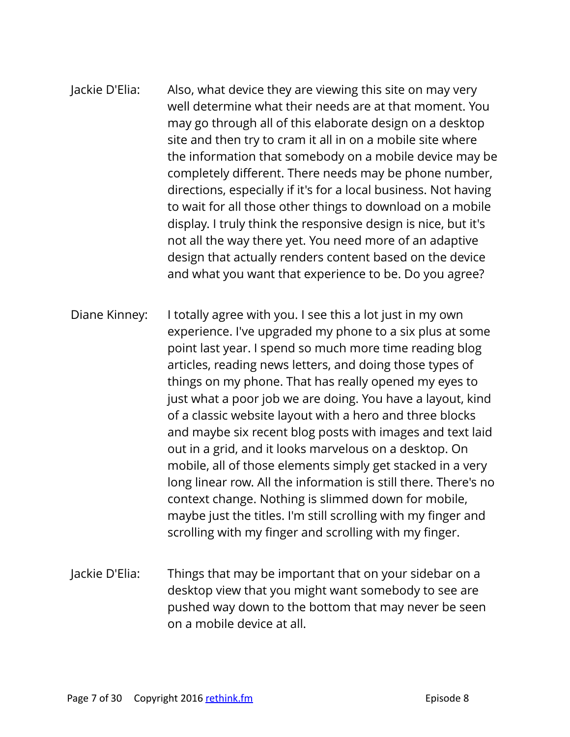Jackie D'Elia: Also, what device they are viewing this site on may very well determine what their needs are at that moment. You may go through all of this elaborate design on a desktop site and then try to cram it all in on a mobile site where the information that somebody on a mobile device may be completely different. There needs may be phone number, directions, especially if it's for a local business. Not having to wait for all those other things to download on a mobile display. I truly think the responsive design is nice, but it's not all the way there yet. You need more of an adaptive design that actually renders content based on the device and what you want that experience to be. Do you agree?

Diane Kinney: I totally agree with you. I see this a lot just in my own experience. I've upgraded my phone to a six plus at some point last year. I spend so much more time reading blog articles, reading news letters, and doing those types of things on my phone. That has really opened my eyes to just what a poor job we are doing. You have a layout, kind of a classic website layout with a hero and three blocks and maybe six recent blog posts with images and text laid out in a grid, and it looks marvelous on a desktop. On mobile, all of those elements simply get stacked in a very long linear row. All the information is still there. There's no context change. Nothing is slimmed down for mobile, maybe just the titles. I'm still scrolling with my finger and scrolling with my finger and scrolling with my finger.

Jackie D'Elia: Things that may be important that on your sidebar on a desktop view that you might want somebody to see are pushed way down to the bottom that may never be seen on a mobile device at all.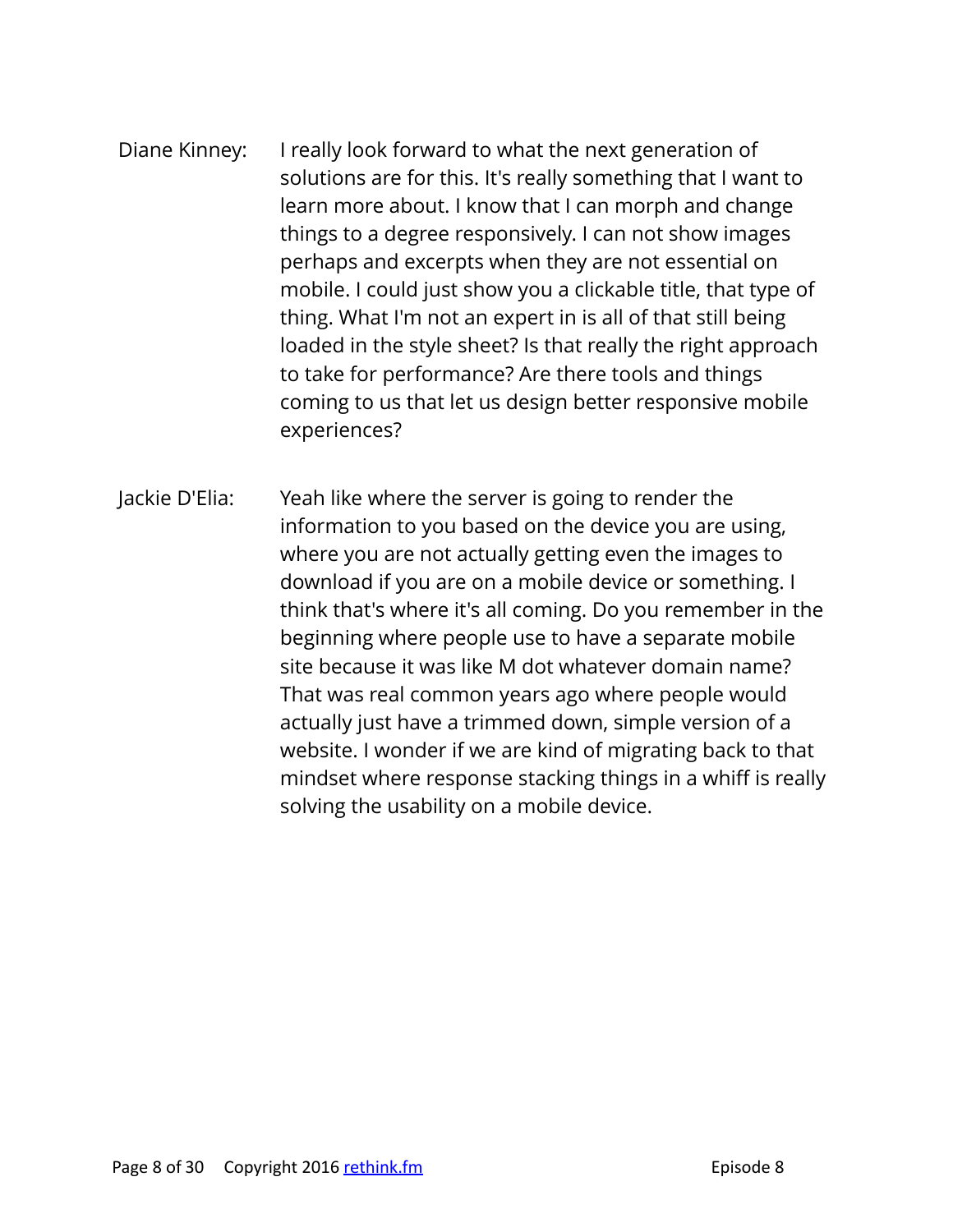Diane Kinney: I really look forward to what the next generation of solutions are for this. It's really something that I want to learn more about. I know that I can morph and change things to a degree responsively. I can not show images perhaps and excerpts when they are not essential on mobile. I could just show you a clickable title, that type of thing. What I'm not an expert in is all of that still being loaded in the style sheet? Is that really the right approach to take for performance? Are there tools and things coming to us that let us design better responsive mobile experiences?

Jackie D'Elia: Yeah like where the server is going to render the information to you based on the device you are using, where you are not actually getting even the images to download if you are on a mobile device or something. I think that's where it's all coming. Do you remember in the beginning where people use to have a separate mobile site because it was like M dot whatever domain name? That was real common years ago where people would actually just have a trimmed down, simple version of a website. I wonder if we are kind of migrating back to that mindset where response stacking things in a whiff is really solving the usability on a mobile device.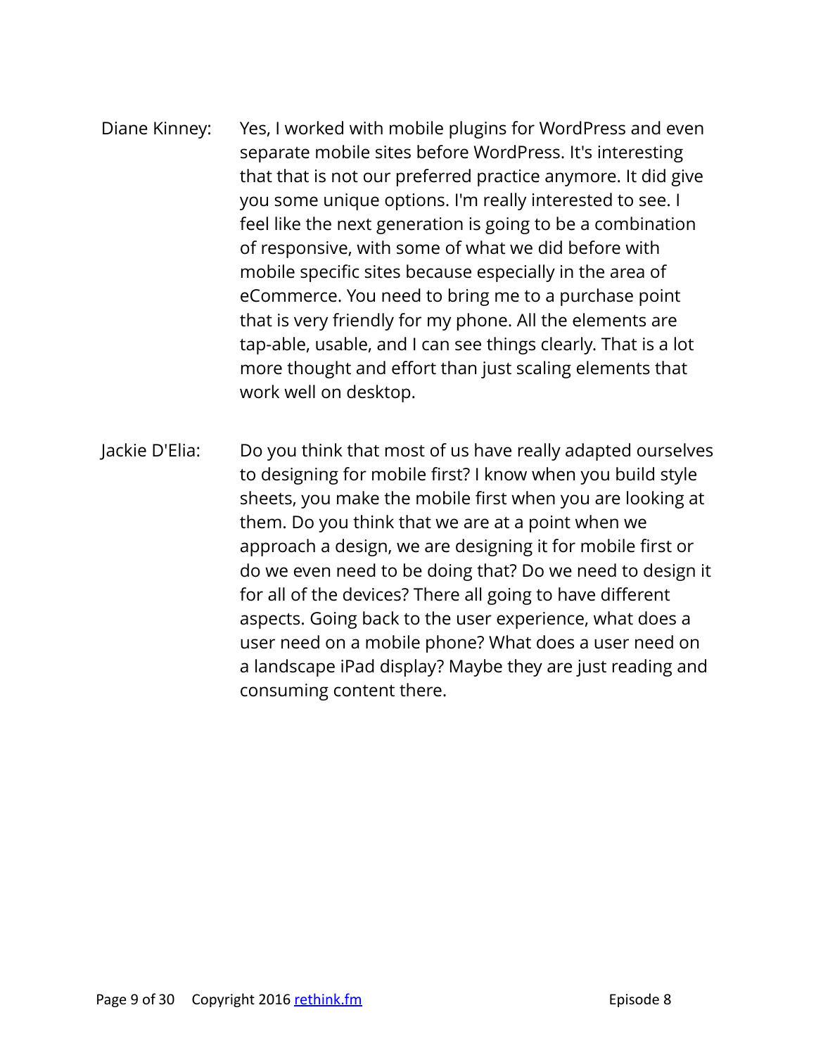Diane Kinney: Yes, I worked with mobile plugins for WordPress and even separate mobile sites before WordPress. It's interesting that that is not our preferred practice anymore. It did give you some unique options. I'm really interested to see. I feel like the next generation is going to be a combination of responsive, with some of what we did before with mobile specific sites because especially in the area of eCommerce. You need to bring me to a purchase point that is very friendly for my phone. All the elements are tap-able, usable, and I can see things clearly. That is a lot more thought and effort than just scaling elements that work well on desktop.

Jackie D'Elia: Do you think that most of us have really adapted ourselves to designing for mobile first? I know when you build style sheets, you make the mobile first when you are looking at them. Do you think that we are at a point when we approach a design, we are designing it for mobile first or do we even need to be doing that? Do we need to design it for all of the devices? There all going to have different aspects. Going back to the user experience, what does a user need on a mobile phone? What does a user need on a landscape iPad display? Maybe they are just reading and consuming content there.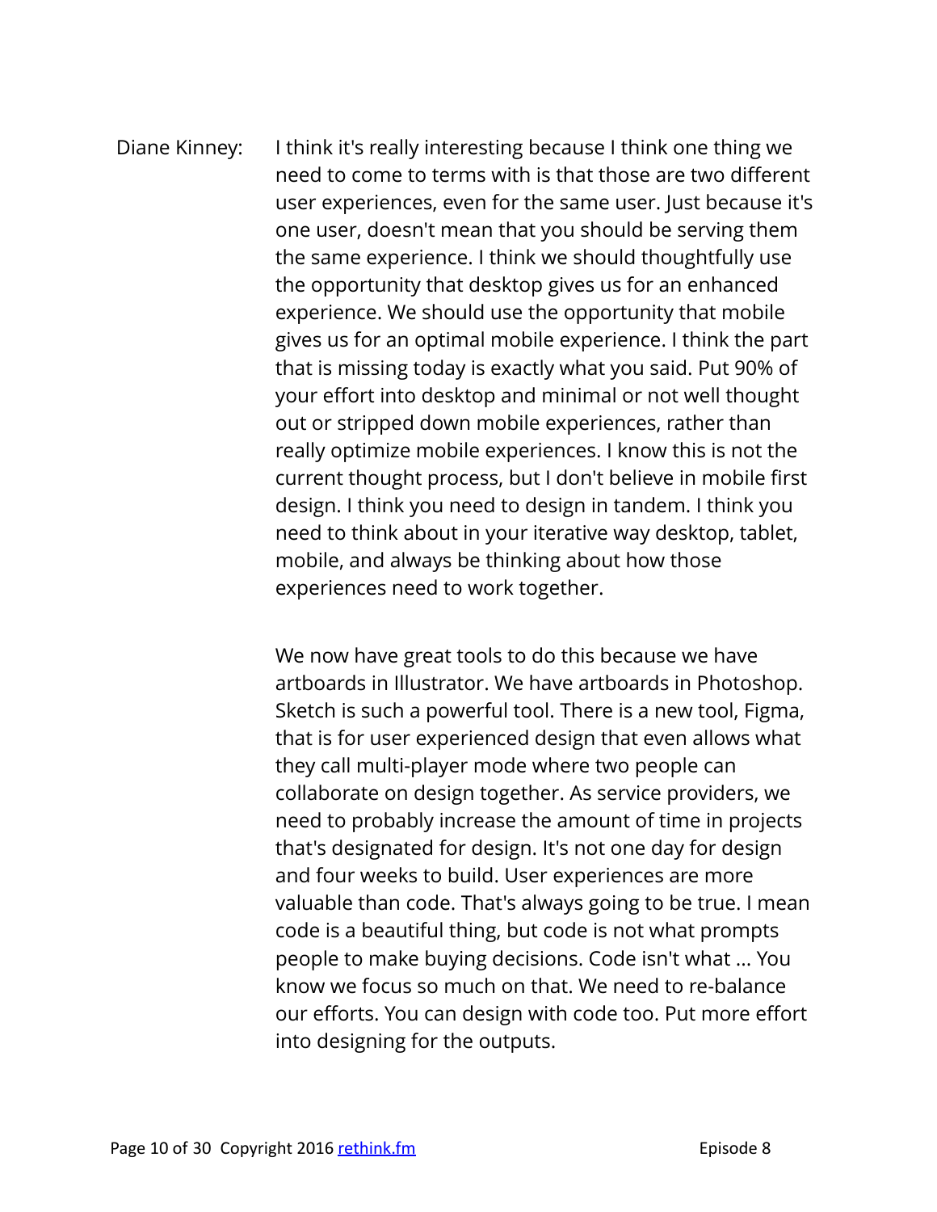Diane Kinney: I think it's really interesting because I think one thing we need to come to terms with is that those are two different user experiences, even for the same user. Just because it's one user, doesn't mean that you should be serving them the same experience. I think we should thoughtfully use the opportunity that desktop gives us for an enhanced experience. We should use the opportunity that mobile gives us for an optimal mobile experience. I think the part that is missing today is exactly what you said. Put 90% of your effort into desktop and minimal or not well thought out or stripped down mobile experiences, rather than really optimize mobile experiences. I know this is not the current thought process, but I don't believe in mobile first design. I think you need to design in tandem. I think you need to think about in your iterative way desktop, tablet, mobile, and always be thinking about how those experiences need to work together.

We now have great tools to do this because we have artboards in Illustrator. We have artboards in Photoshop. Sketch is such a powerful tool. There is a new tool, Figma, that is for user experienced design that even allows what they call multi-player mode where two people can collaborate on design together. As service providers, we need to probably increase the amount of time in projects that's designated for design. It's not one day for design and four weeks to build. User experiences are more valuable than code. That's always going to be true. I mean code is a beautiful thing, but code is not what prompts people to make buying decisions. Code isn't what ... You know we focus so much on that. We need to re-balance our efforts. You can design with code too. Put more effort into designing for the outputs.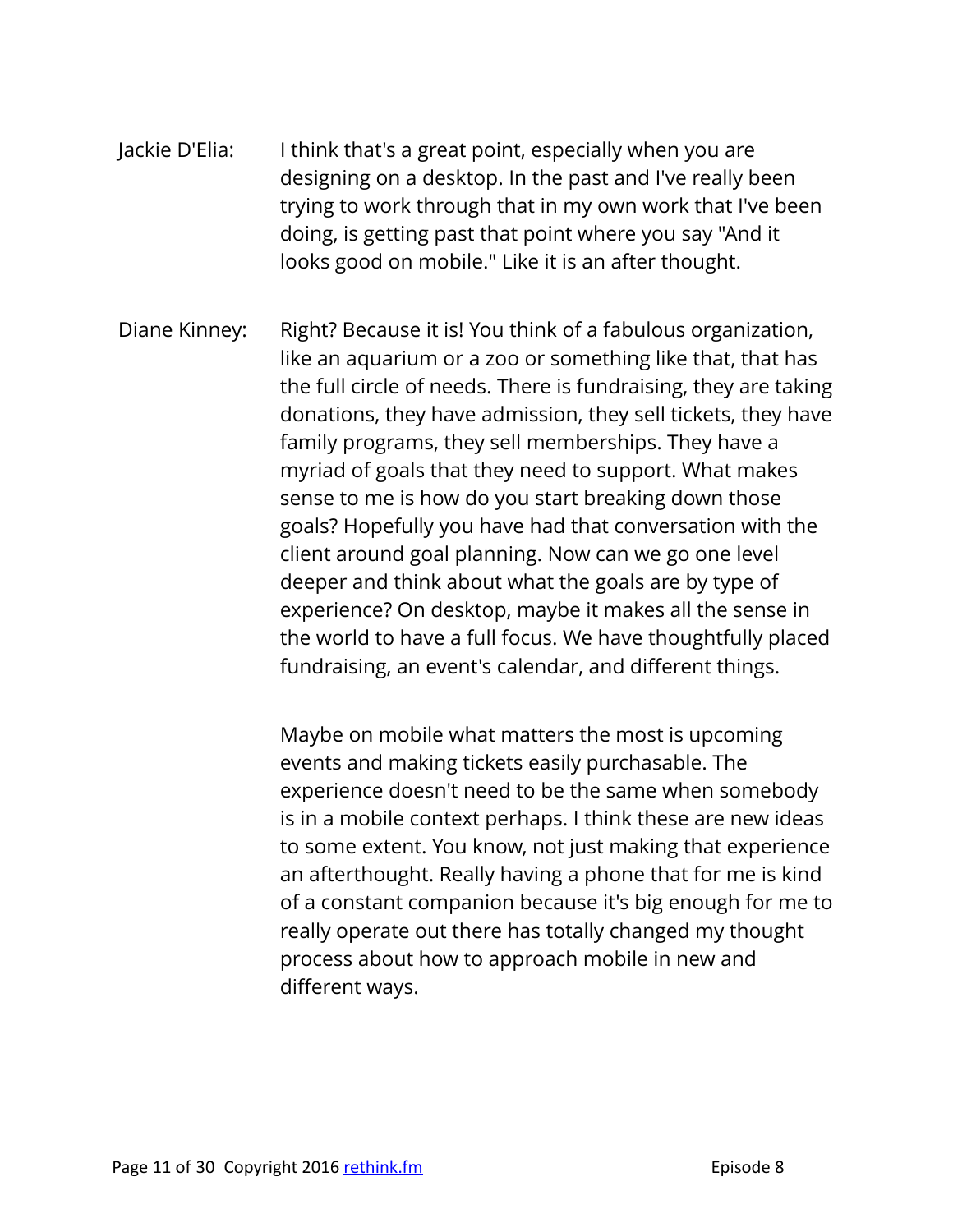Jackie D'Elia: I think that's a great point, especially when you are designing on a desktop. In the past and I've really been trying to work through that in my own work that I've been doing, is getting past that point where you say "And it looks good on mobile." Like it is an after thought.

Diane Kinney: Right? Because it is! You think of a fabulous organization, like an aquarium or a zoo or something like that, that has the full circle of needs. There is fundraising, they are taking donations, they have admission, they sell tickets, they have family programs, they sell memberships. They have a myriad of goals that they need to support. What makes sense to me is how do you start breaking down those goals? Hopefully you have had that conversation with the client around goal planning. Now can we go one level deeper and think about what the goals are by type of experience? On desktop, maybe it makes all the sense in the world to have a full focus. We have thoughtfully placed fundraising, an event's calendar, and different things.

Maybe on mobile what matters the most is upcoming events and making tickets easily purchasable. The experience doesn't need to be the same when somebody is in a mobile context perhaps. I think these are new ideas to some extent. You know, not just making that experience an afterthought. Really having a phone that for me is kind of a constant companion because it's big enough for me to really operate out there has totally changed my thought process about how to approach mobile in new and different ways.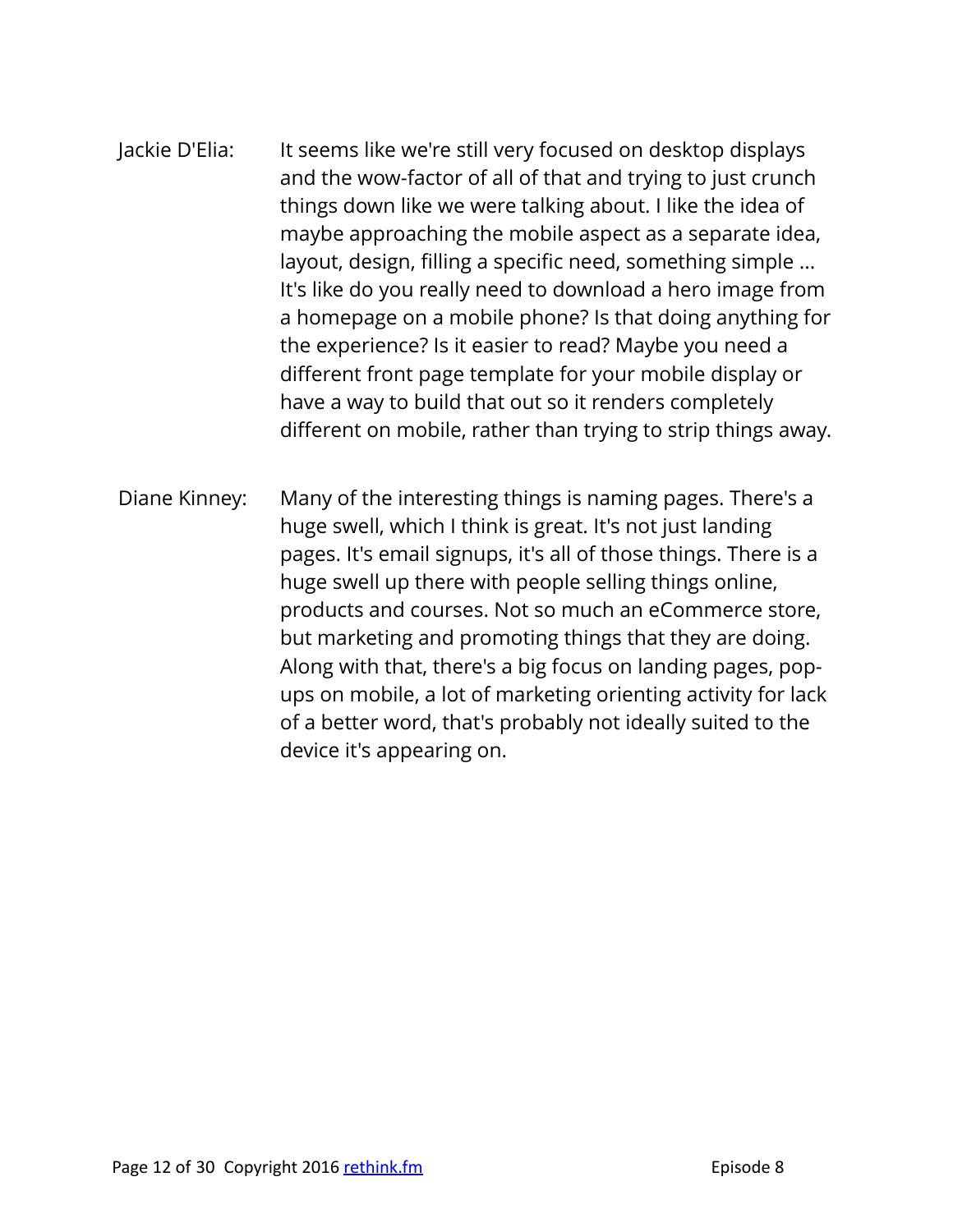Jackie D'Elia: It seems like we're still very focused on desktop displays and the wow-factor of all of that and trying to just crunch things down like we were talking about. I like the idea of maybe approaching the mobile aspect as a separate idea, layout, design, filling a specific need, something simple ... It's like do you really need to download a hero image from a homepage on a mobile phone? Is that doing anything for the experience? Is it easier to read? Maybe you need a different front page template for your mobile display or have a way to build that out so it renders completely different on mobile, rather than trying to strip things away.

Diane Kinney: Many of the interesting things is naming pages. There's a huge swell, which I think is great. It's not just landing pages. It's email signups, it's all of those things. There is a huge swell up there with people selling things online, products and courses. Not so much an eCommerce store, but marketing and promoting things that they are doing. Along with that, there's a big focus on landing pages, pop-ups on mobile, a lot of marketing orienting activity for lack of a better word, that's probably not ideally suited to the device it's appearing on.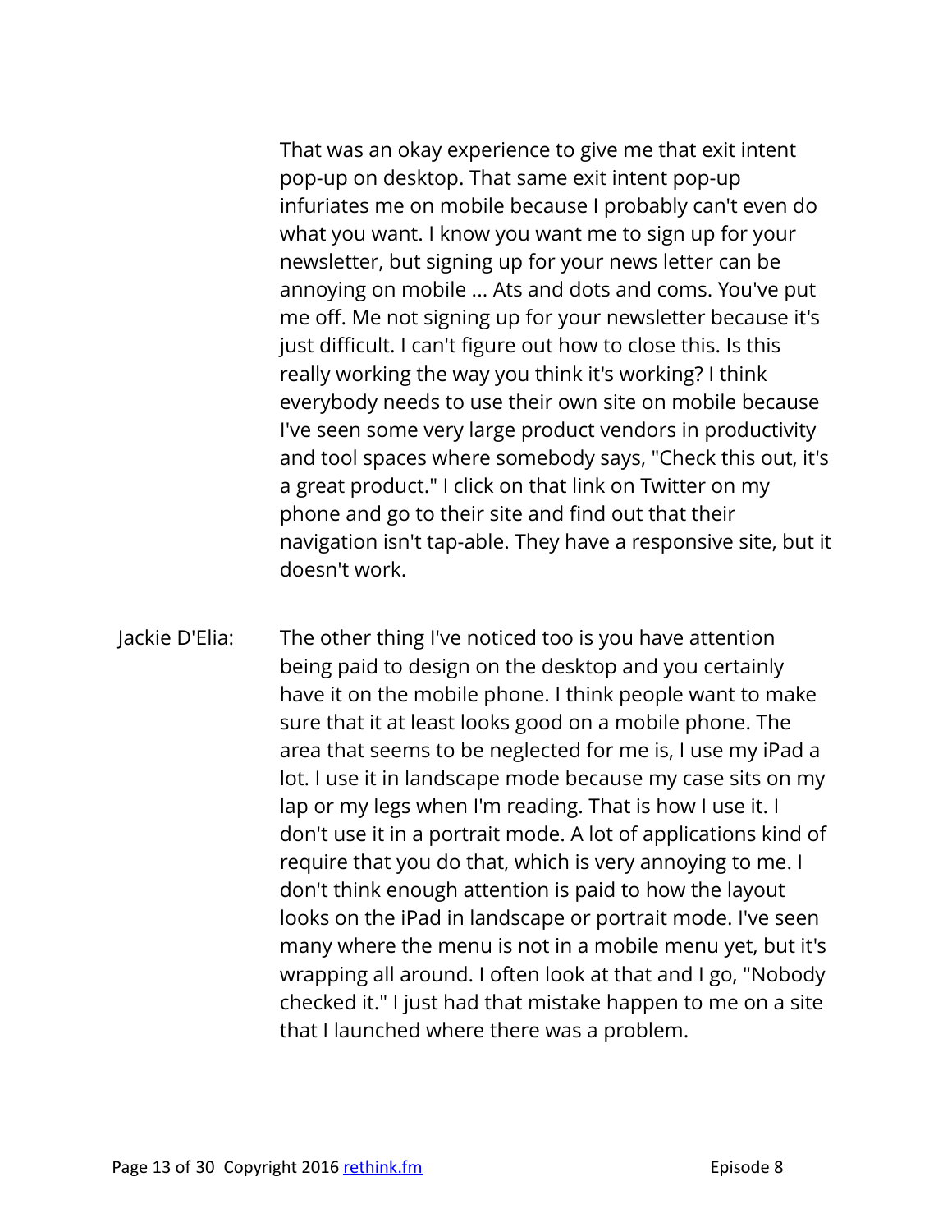That was an okay experience to give me that exit intent pop-up on desktop. That same exit intent pop-up infuriates me on mobile because I probably can't even do what you want. I know you want me to sign up for your newsletter, but signing up for your news letter can be annoying on mobile ... Ats and dots and coms. You've put me off. Me not signing up for your newsletter because it's just difficult. I can't figure out how to close this. Is this really working the way you think it's working? I think everybody needs to use their own site on mobile because I've seen some very large product vendors in productivity and tool spaces where somebody says, "Check this out, it's a great product." I click on that link on Twitter on my phone and go to their site and find out that their navigation isn't tap-able. They have a responsive site, but it doesn't work.

Jackie D'Elia: The other thing I've noticed too is you have attention being paid to design on the desktop and you certainly have it on the mobile phone. I think people want to make sure that it at least looks good on a mobile phone. The area that seems to be neglected for me is, I use my iPad a lot. I use it in landscape mode because my case sits on my lap or my legs when I'm reading. That is how I use it. I don't use it in a portrait mode. A lot of applications kind of require that you do that, which is very annoying to me. I don't think enough attention is paid to how the layout looks on the iPad in landscape or portrait mode. I've seen many where the menu is not in a mobile menu yet, but it's wrapping all around. I often look at that and I go, "Nobody checked it." I just had that mistake happen to me on a site that I launched where there was a problem.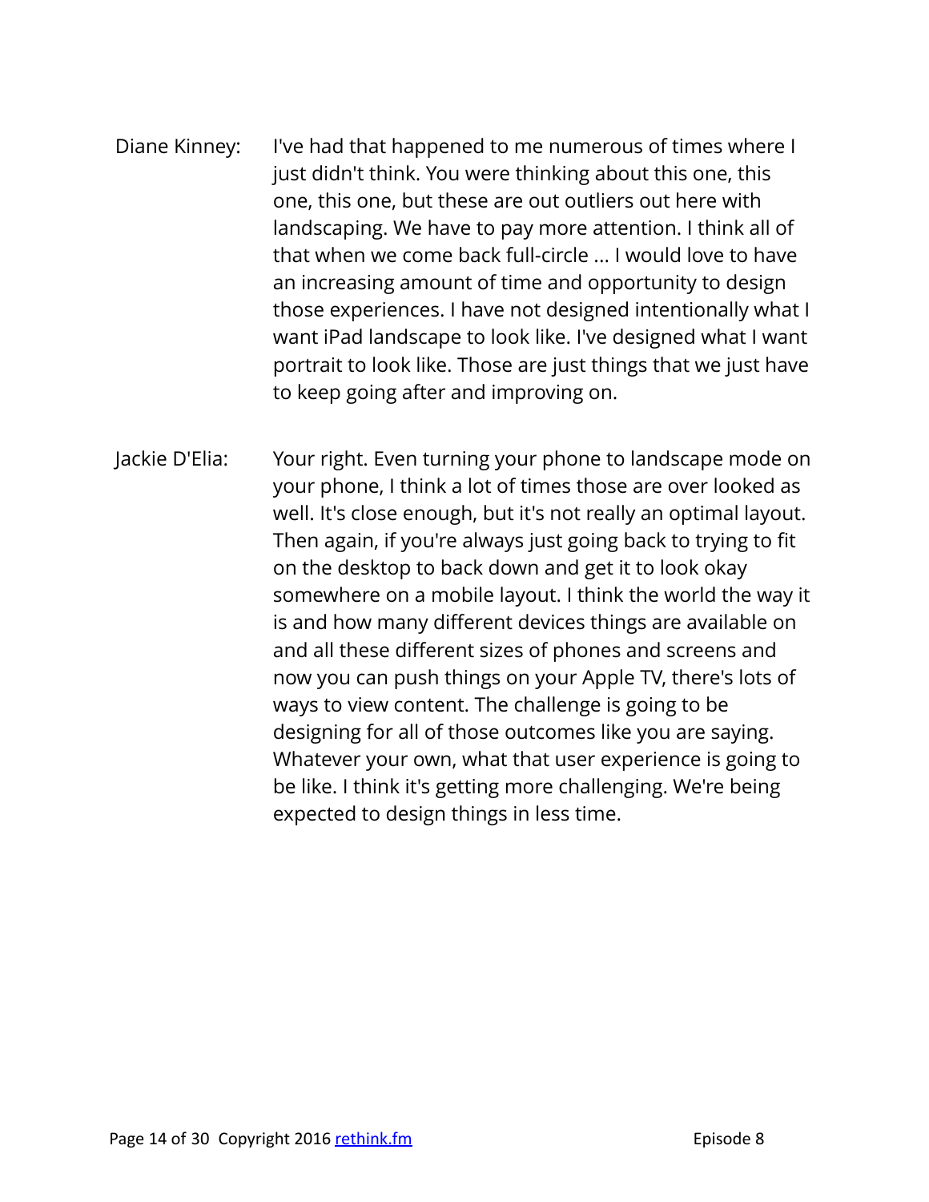Diane Kinney: I've had that happened to me numerous of times where I just didn't think. You were thinking about this one, this one, this one, but these are out outliers out here with landscaping. We have to pay more attention. I think all of that when we come back full-circle ... I would love to have an increasing amount of time and opportunity to design those experiences. I have not designed intentionally what I want iPad landscape to look like. I've designed what I want portrait to look like. Those are just things that we just have to keep going after and improving on.

Jackie D'Elia: Your right. Even turning your phone to landscape mode on your phone, I think a lot of times those are over looked as well. It's close enough, but it's not really an optimal layout. Then again, if you're always just going back to trying to fit on the desktop to back down and get it to look okay somewhere on a mobile layout. I think the world the way it is and how many different devices things are available on and all these different sizes of phones and screens and now you can push things on your Apple TV, there's lots of ways to view content. The challenge is going to be designing for all of those outcomes like you are saying. Whatever your own, what that user experience is going to be like. I think it's getting more challenging. We're being expected to design things in less time.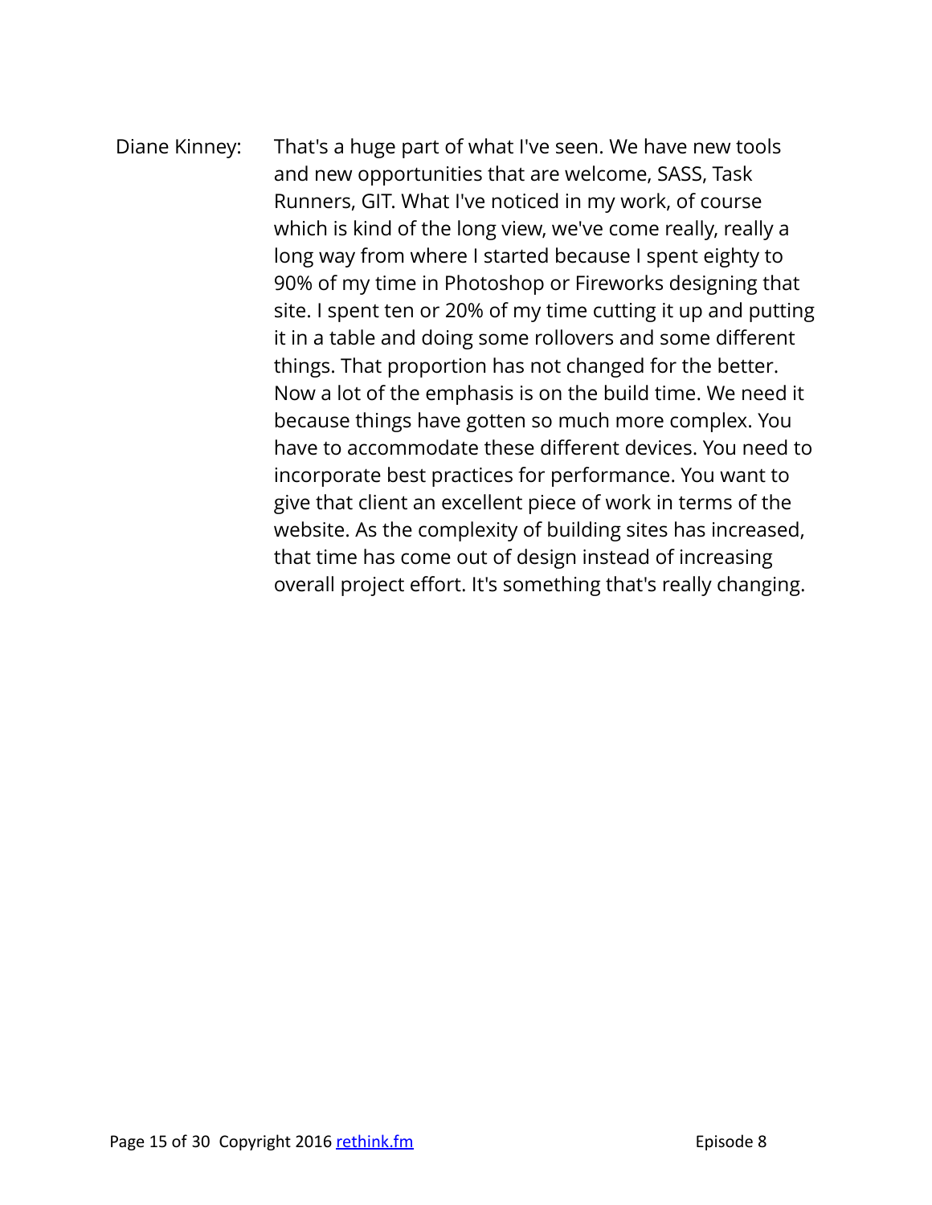Diane Kinney: That's a huge part of what I've seen. We have new tools and new opportunities that are welcome, SASS, Task Runners, GIT. What I've noticed in my work, of course which is kind of the long view, we've come really, really a long way from where I started because I spent eighty to 90% of my time in Photoshop or Fireworks designing that site. I spent ten or 20% of my time cutting it up and putting it in a table and doing some rollovers and some different things. That proportion has not changed for the better. Now a lot of the emphasis is on the build time. We need it because things have gotten so much more complex. You have to accommodate these different devices. You need to incorporate best practices for performance. You want to give that client an excellent piece of work in terms of the website. As the complexity of building sites has increased, that time has come out of design instead of increasing overall project effort. It's something that's really changing.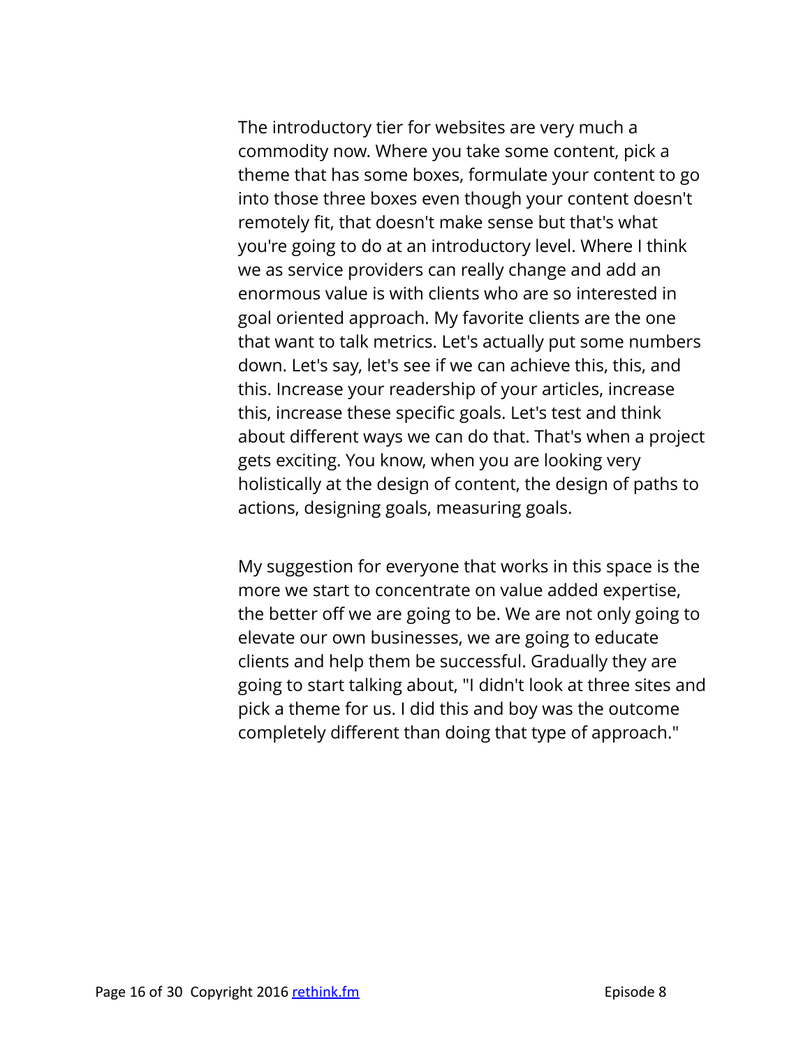The introductory tier for websites are very much a commodity now. Where you take some content, pick a theme that has some boxes, formulate your content to go into those three boxes even though your content doesn't remotely fit, that doesn't make sense but that's what you're going to do at an introductory level. Where I think we as service providers can really change and add an enormous value is with clients who are so interested in goal oriented approach. My favorite clients are the one that want to talk metrics. Let's actually put some numbers down. Let's say, let's see if we can achieve this, this, and this. Increase your readership of your articles, increase this, increase these specific goals. Let's test and think about different ways we can do that. That's when a project gets exciting. You know, when you are looking very holistically at the design of content, the design of paths to actions, designing goals, measuring goals.

My suggestion for everyone that works in this space is the more we start to concentrate on value added expertise, the better off we are going to be. We are not only going to elevate our own businesses, we are going to educate clients and help them be successful. Gradually they are going to start talking about, "I didn't look at three sites and pick a theme for us. I did this and boy was the outcome completely different than doing that type of approach."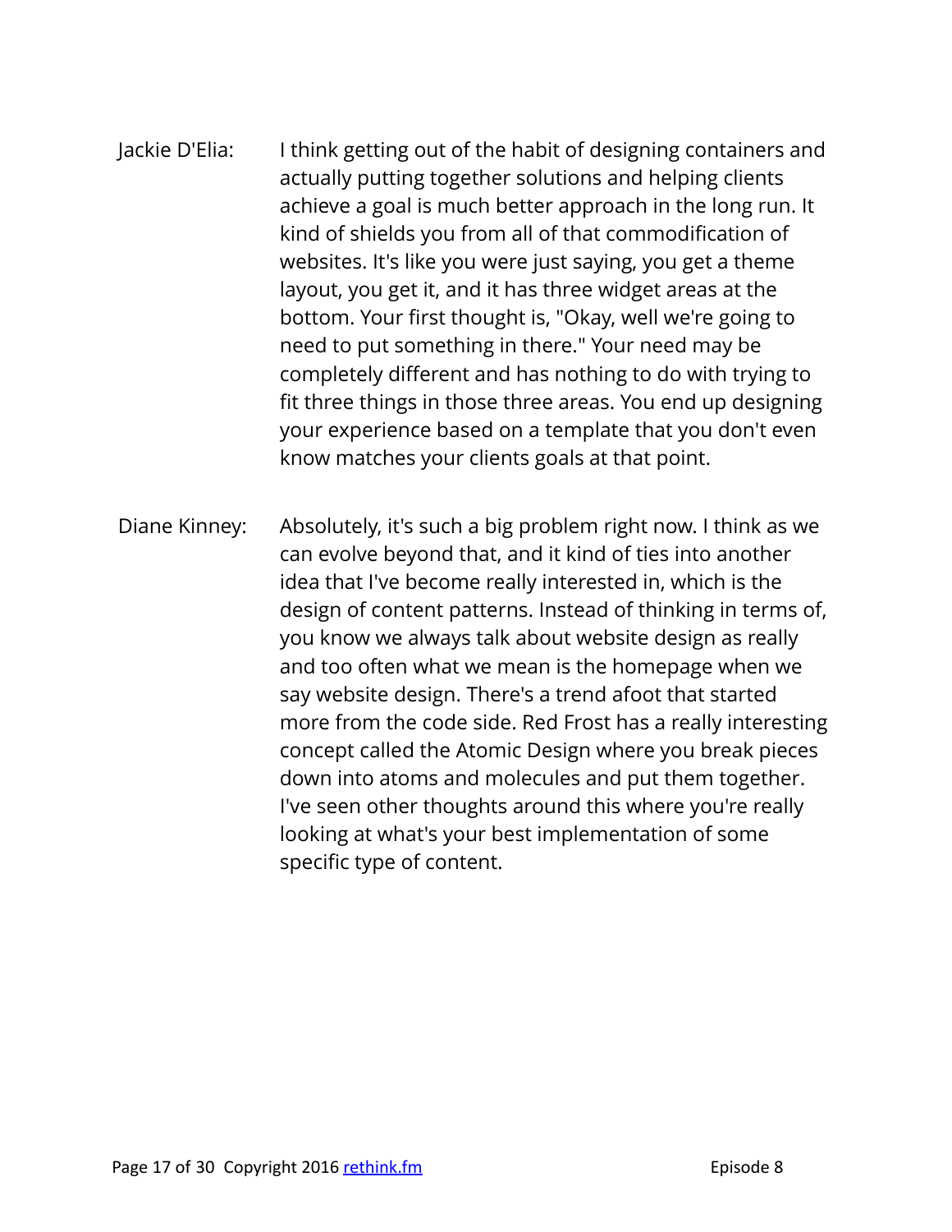Jackie D'Elia: I think getting out of the habit of designing containers and actually putting together solutions and helping clients achieve a goal is much better approach in the long run. It kind of shields you from all of that commodification of websites. It's like you were just saying, you get a theme layout, you get it, and it has three widget areas at the bottom. Your first thought is, "Okay, well we're going to need to put something in there." Your need may be completely different and has nothing to do with trying to fit three things in those three areas. You end up designing your experience based on a template that you don't even know matches your clients goals at that point.

Diane Kinney: Absolutely, it's such a big problem right now. I think as we can evolve beyond that, and it kind of ties into another idea that I've become really interested in, which is the design of content patterns. Instead of thinking in terms of, you know we always talk about website design as really and too often what we mean is the homepage when we say website design. There's a trend afoot that started more from the code side. Red Frost has a really interesting concept called the Atomic Design where you break pieces down into atoms and molecules and put them together. I've seen other thoughts around this where you're really looking at what's your best implementation of some specific type of content.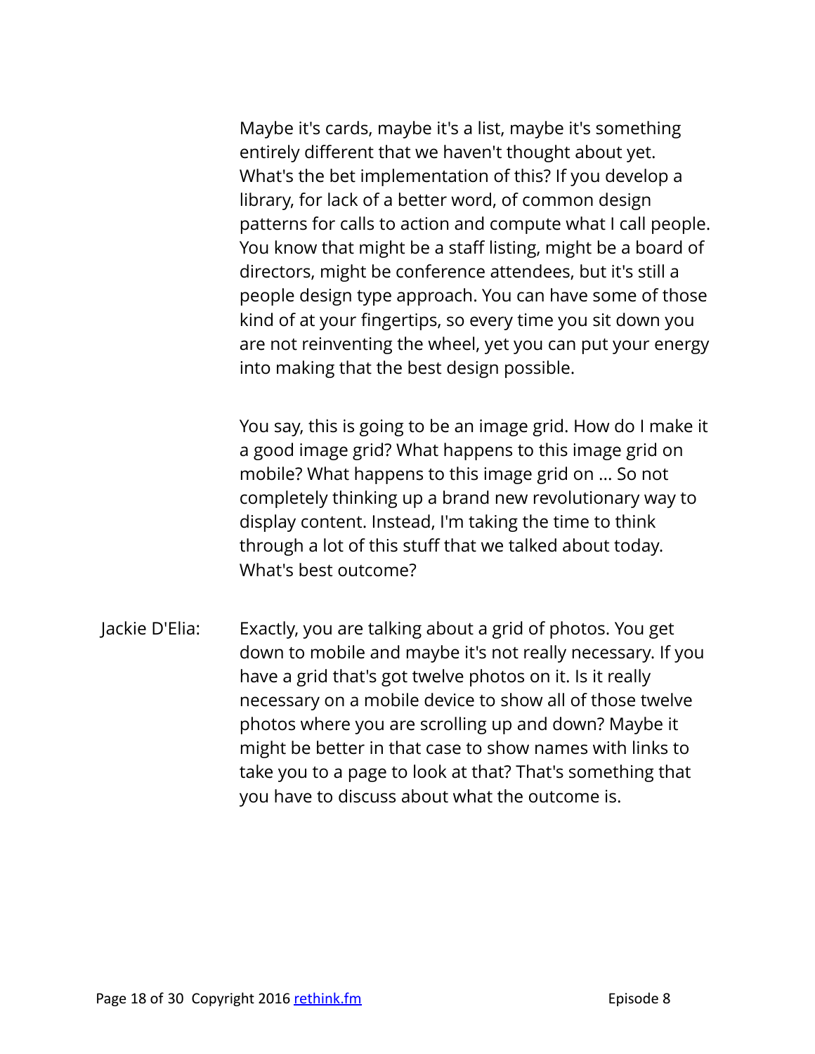Maybe it's cards, maybe it's a list, maybe it's something entirely different that we haven't thought about yet. What's the bet implementation of this? If you develop a library, for lack of a better word, of common design patterns for calls to action and compute what I call people. You know that might be a staff listing, might be a board of directors, might be conference attendees, but it's still a people design type approach. You can have some of those kind of at your fingertips, so every time you sit down you are not reinventing the wheel, yet you can put your energy into making that the best design possible.

You say, this is going to be an image grid. How do I make it a good image grid? What happens to this image grid on mobile? What happens to this image grid on ... So not completely thinking up a brand new revolutionary way to display content. Instead, I'm taking the time to think through a lot of this stuff that we talked about today. What's best outcome?

Jackie D'Elia: Exactly, you are talking about a grid of photos. You get down to mobile and maybe it's not really necessary. If you have a grid that's got twelve photos on it. Is it really necessary on a mobile device to show all of those twelve photos where you are scrolling up and down? Maybe it might be better in that case to show names with links to take you to a page to look at that? That's something that you have to discuss about what the outcome is.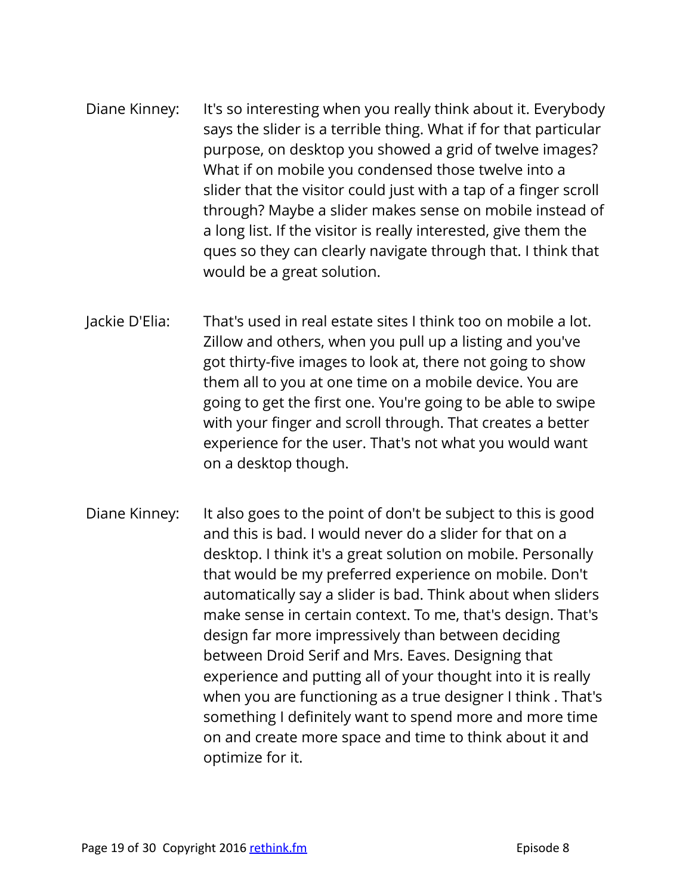Diane Kinney: It's so interesting when you really think about it. Everybody says the slider is a terrible thing. What if for that particular purpose, on desktop you showed a grid of twelve images? What if on mobile you condensed those twelve into a slider that the visitor could just with a tap of a finger scroll through? Maybe a slider makes sense on mobile instead of a long list. If the visitor is really interested, give them the ques so they can clearly navigate through that. I think that would be a great solution.

Jackie D'Elia: That's used in real estate sites I think too on mobile a lot. Zillow and others, when you pull up a listing and you've got thirty-five images to look at, there not going to show them all to you at one time on a mobile device. You are going to get the first one. You're going to be able to swipe with your finger and scroll through. That creates a better experience for the user. That's not what you would want on a desktop though.

Diane Kinney: It also goes to the point of don't be subject to this is good and this is bad. I would never do a slider for that on a desktop. I think it's a great solution on mobile. Personally that would be my preferred experience on mobile. Don't automatically say a slider is bad. Think about when sliders make sense in certain context. To me, that's design. That's design far more impressively than between deciding between Droid Serif and Mrs. Eaves. Designing that experience and putting all of your thought into it is really when you are functioning as a true designer I think . That's something I definitely want to spend more and more time on and create more space and time to think about it and optimize for it.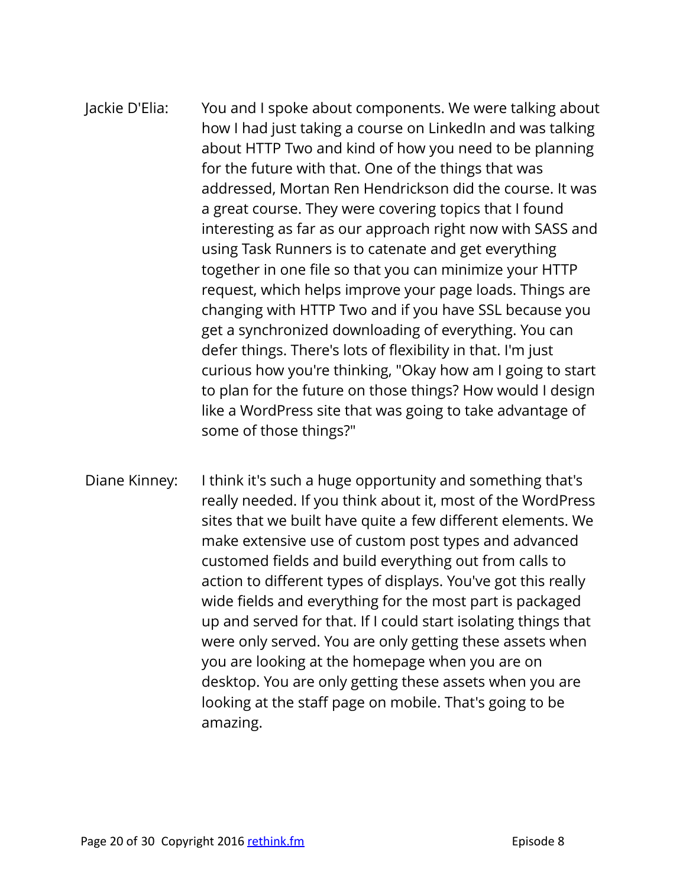Jackie D'Elia: You and I spoke about components. We were talking about how I had just taking a course on LinkedIn and was talking about HTTP Two and kind of how you need to be planning for the future with that. One of the things that was addressed, Mortan Ren Hendrickson did the course. It was a great course. They were covering topics that I found interesting as far as our approach right now with SASS and using Task Runners is to catenate and get everything together in one file so that you can minimize your HTTP request, which helps improve your page loads. Things are changing with HTTP Two and if you have SSL because you get a synchronized downloading of everything. You can defer things. There's lots of flexibility in that. I'm just curious how you're thinking, "Okay how am I going to start to plan for the future on those things? How would I design like a WordPress site that was going to take advantage of some of those things?"

Diane Kinney: I think it's such a huge opportunity and something that's really needed. If you think about it, most of the WordPress sites that we built have quite a few different elements. We make extensive use of custom post types and advanced customed fields and build everything out from calls to action to different types of displays. You've got this really wide fields and everything for the most part is packaged up and served for that. If I could start isolating things that were only served. You are only getting these assets when you are looking at the homepage when you are on desktop. You are only getting these assets when you are looking at the staff page on mobile. That's going to be amazing.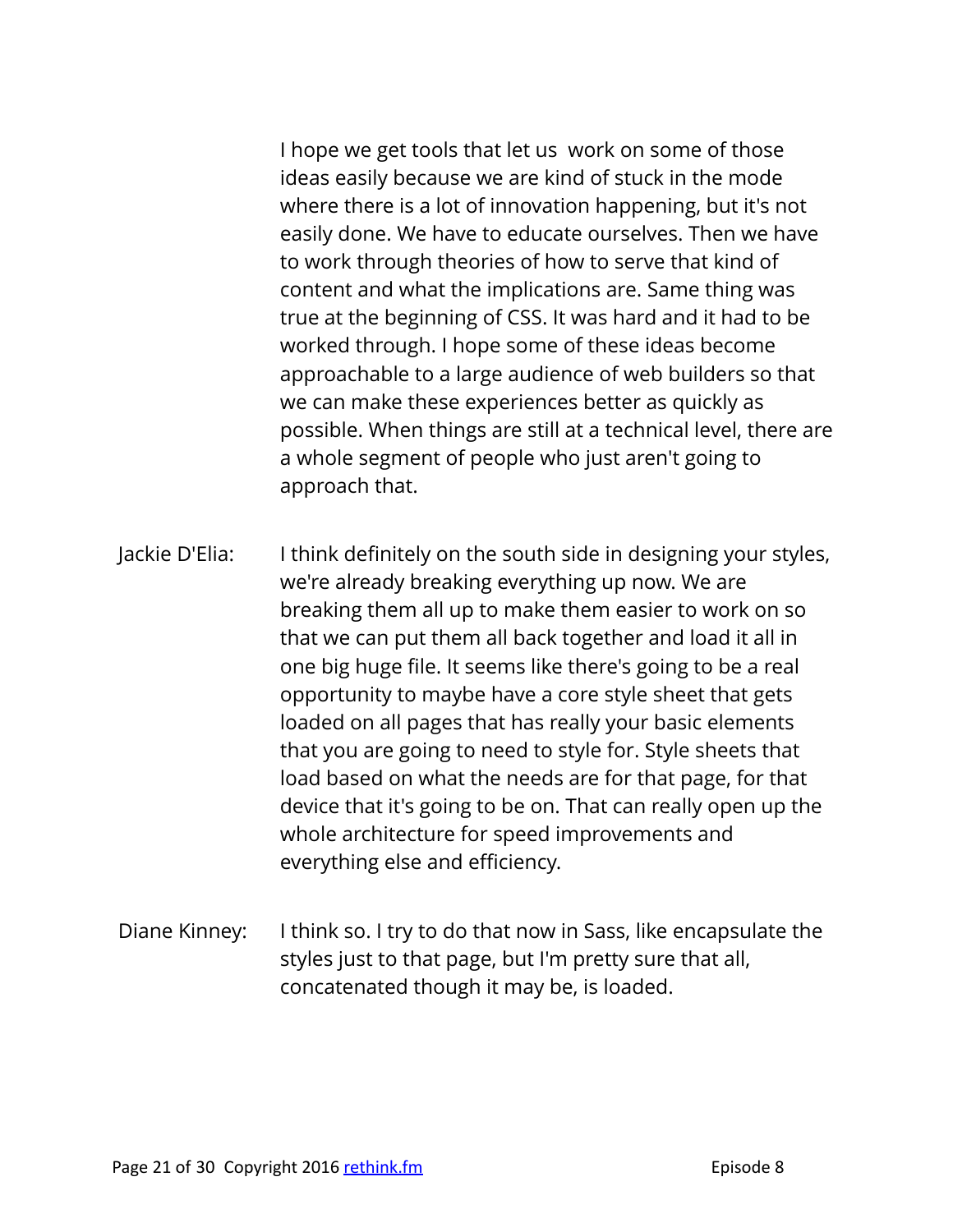I hope we get tools that let us work on some of those ideas easily because we are kind of stuck in the mode where there is a lot of innovation happening, but it's not easily done. We have to educate ourselves. Then we have to work through theories of how to serve that kind of content and what the implications are. Same thing was true at the beginning of CSS. It was hard and it had to be worked through. I hope some of these ideas become approachable to a large audience of web builders so that we can make these experiences better as quickly as possible. When things are still at a technical level, there are a whole segment of people who just aren't going to approach that.

Jackie D'Elia: I think definitely on the south side in designing your styles, we're already breaking everything up now. We are breaking them all up to make them easier to work on so that we can put them all back together and load it all in one big huge file. It seems like there's going to be a real opportunity to maybe have a core style sheet that gets loaded on all pages that has really your basic elements that you are going to need to style for. Style sheets that load based on what the needs are for that page, for that device that it's going to be on. That can really open up the whole architecture for speed improvements and everything else and efficiency.

Diane Kinney: I think so. I try to do that now in Sass, like encapsulate the styles just to that page, but I'm pretty sure that all, concatenated though it may be, is loaded.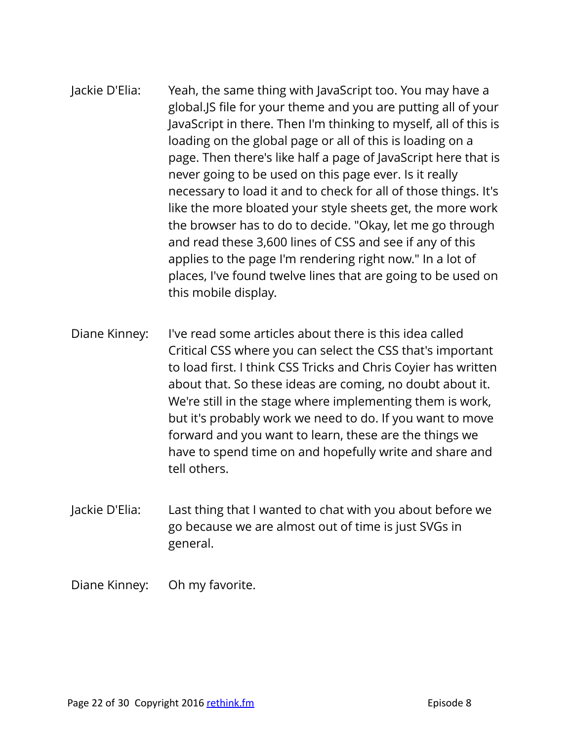Jackie D'Elia: Yeah, the same thing with JavaScript too. You may have a global.JS file for your theme and you are putting all of your JavaScript in there. Then I'm thinking to myself, all of this is loading on the global page or all of this is loading on a page. Then there's like half a page of JavaScript here that is never going to be used on this page ever. Is it really necessary to load it and to check for all of those things. It's like the more bloated your style sheets get, the more work the browser has to do to decide. "Okay, let me go through and read these 3,600 lines of CSS and see if any of this applies to the page I'm rendering right now." In a lot of places, I've found twelve lines that are going to be used on this mobile display.

Diane Kinney: I've read some articles about there is this idea called Critical CSS where you can select the CSS that's important to load first. I think CSS Tricks and Chris Coyier has written about that. So these ideas are coming, no doubt about it. We're still in the stage where implementing them is work, but it's probably work we need to do. If you want to move forward and you want to learn, these are the things we have to spend time on and hopefully write and share and tell others.

Jackie D'Elia: Last thing that I wanted to chat with you about before we go because we are almost out of time is just SVGs in general.

Diane Kinney: Oh my favorite.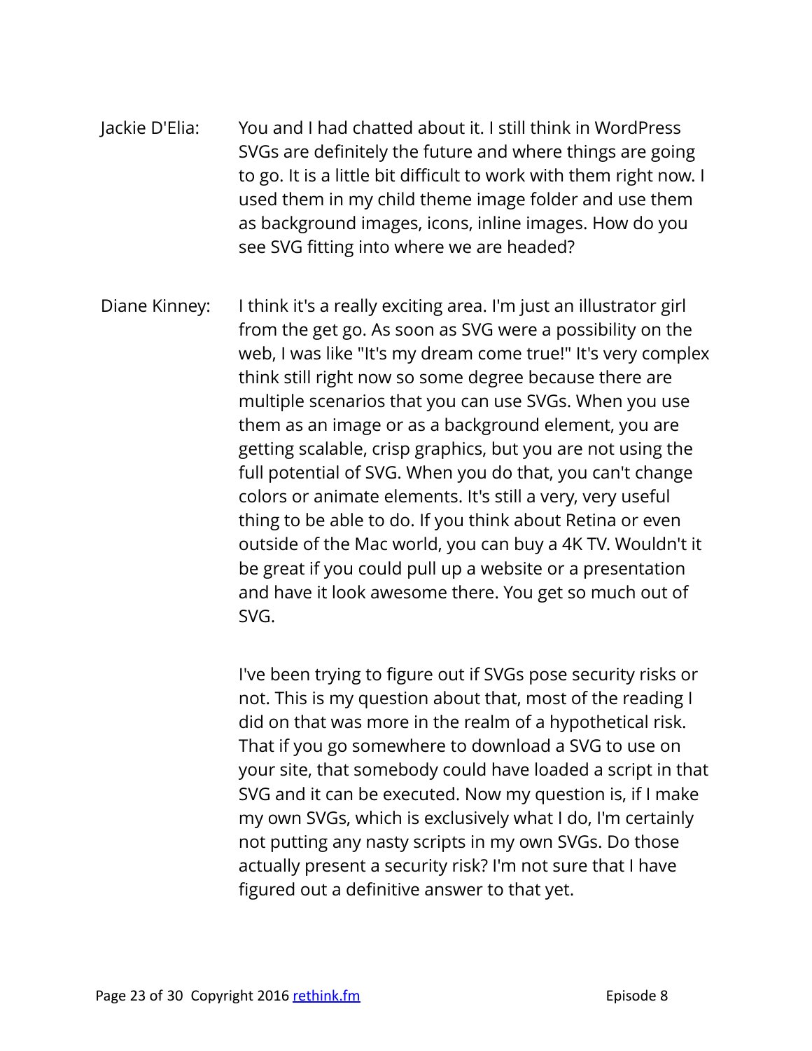Jackie D'Elia: You and I had chatted about it. I still think in WordPress SVGs are definitely the future and where things are going to go. It is a little bit difficult to work with them right now. I used them in my child theme image folder and use them as background images, icons, inline images. How do you see SVG fitting into where we are headed?

Diane Kinney: I think it's a really exciting area. I'm just an illustrator girl from the get go. As soon as SVG were a possibility on the web, I was like "It's my dream come true!" It's very complex think still right now so some degree because there are multiple scenarios that you can use SVGs. When you use them as an image or as a background element, you are getting scalable, crisp graphics, but you are not using the full potential of SVG. When you do that, you can't change colors or animate elements. It's still a very, very useful thing to be able to do. If you think about Retina or even outside of the Mac world, you can buy a 4K TV. Wouldn't it be great if you could pull up a website or a presentation and have it look awesome there. You get so much out of SVG.

I've been trying to figure out if SVGs pose security risks or not. This is my question about that, most of the reading I did on that was more in the realm of a hypothetical risk. That if you go somewhere to download a SVG to use on your site, that somebody could have loaded a script in that SVG and it can be executed. Now my question is, if I make my own SVGs, which is exclusively what I do, I'm certainly not putting any nasty scripts in my own SVGs. Do those actually present a security risk? I'm not sure that I have figured out a definitive answer to that yet.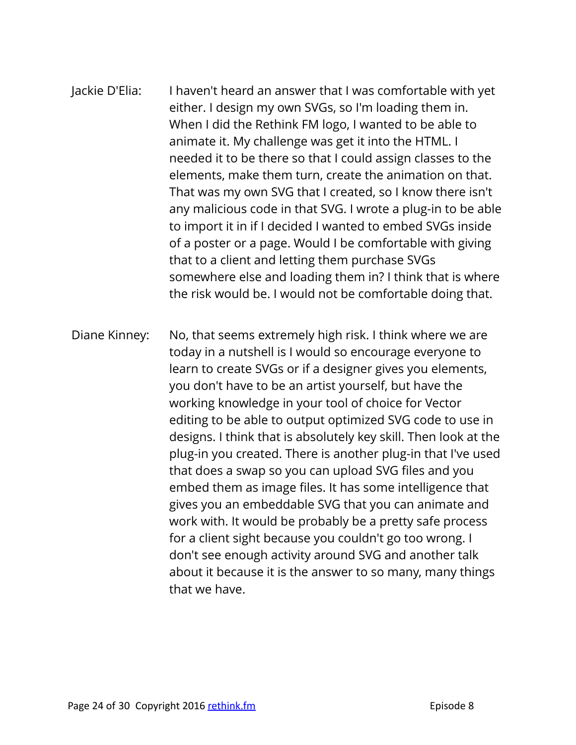Jackie D'Elia: I haven't heard an answer that I was comfortable with yet either. I design my own SVGs, so I'm loading them in. When I did the Rethink FM logo, I wanted to be able to animate it. My challenge was get it into the HTML. I needed it to be there so that I could assign classes to the elements, make them turn, create the animation on that. That was my own SVG that I created, so I know there isn't any malicious code in that SVG. I wrote a plug-in to be able to import it in if I decided I wanted to embed SVGs inside of a poster or a page. Would I be comfortable with giving that to a client and letting them purchase SVGs somewhere else and loading them in? I think that is where the risk would be. I would not be comfortable doing that.

Diane Kinney: No, that seems extremely high risk. I think where we are today in a nutshell is I would so encourage everyone to learn to create SVGs or if a designer gives you elements, you don't have to be an artist yourself, but have the working knowledge in your tool of choice for Vector editing to be able to output optimized SVG code to use in designs. I think that is absolutely key skill. Then look at the plug-in you created. There is another plug-in that I've used that does a swap so you can upload SVG files and you embed them as image files. It has some intelligence that gives you an embeddable SVG that you can animate and work with. It would be probably be a pretty safe process for a client sight because you couldn't go too wrong. I don't see enough activity around SVG and another talk about it because it is the answer to so many, many things that we have.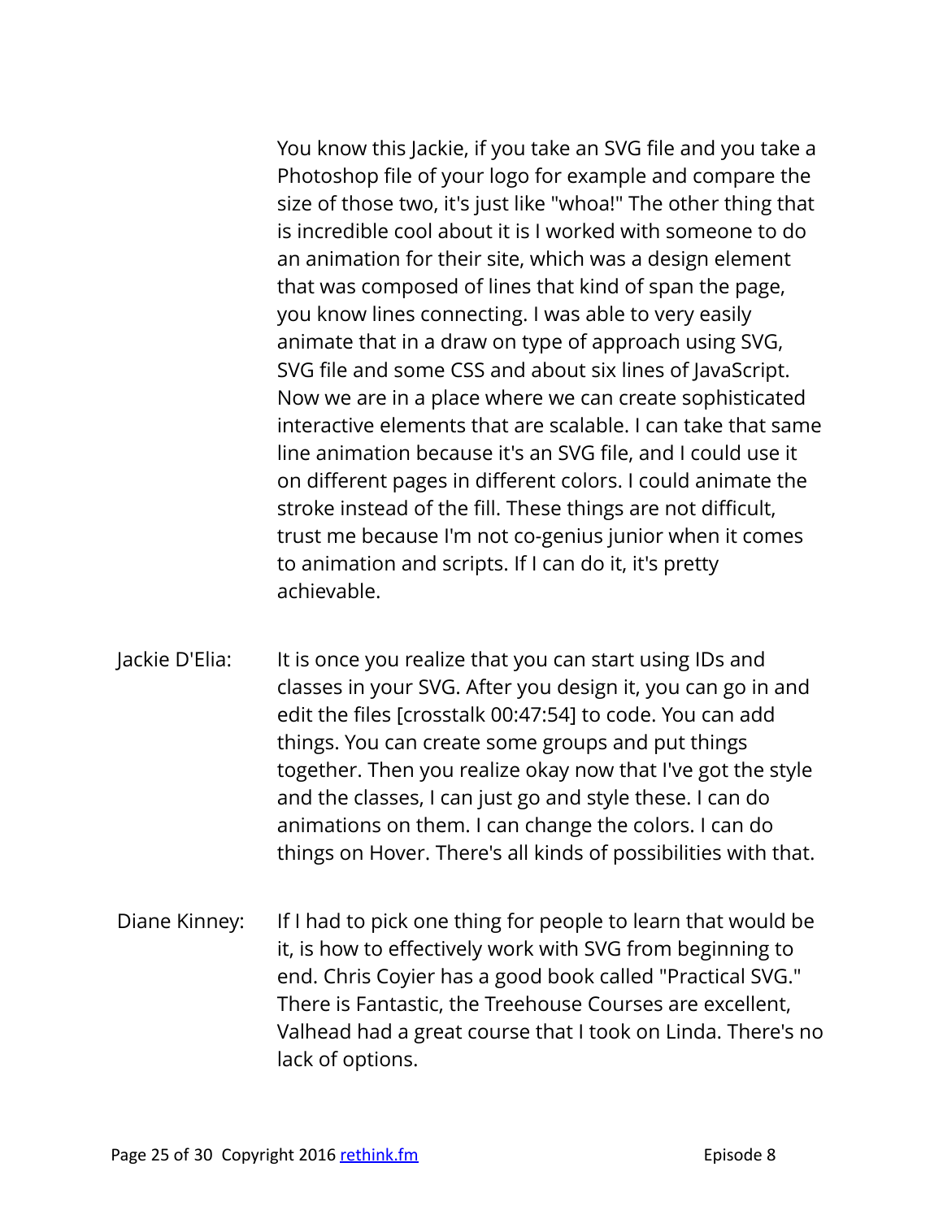You know this Jackie, if you take an SVG file and you take a Photoshop file of your logo for example and compare the size of those two, it's just like "whoa!" The other thing that is incredible cool about it is I worked with someone to do an animation for their site, which was a design element that was composed of lines that kind of span the page, you know lines connecting. I was able to very easily animate that in a draw on type of approach using SVG, SVG file and some CSS and about six lines of JavaScript. Now we are in a place where we can create sophisticated interactive elements that are scalable. I can take that same line animation because it's an SVG file, and I could use it on different pages in different colors. I could animate the stroke instead of the fill. These things are not difficult, trust me because I'm not co-genius junior when it comes to animation and scripts. If I can do it, it's pretty achievable.

Jackie D'Elia: It is once you realize that you can start using IDs and classes in your SVG. After you design it, you can go in and edit the files [crosstalk 00:47:54] to code. You can add things. You can create some groups and put things together. Then you realize okay now that I've got the style and the classes, I can just go and style these. I can do animations on them. I can change the colors. I can do things on Hover. There's all kinds of possibilities with that.

Diane Kinney: If I had to pick one thing for people to learn that would be it, is how to effectively work with SVG from beginning to end. Chris Coyier has a good book called "Practical SVG." There is Fantastic, the Treehouse Courses are excellent, Valhead had a great course that I took on Linda. There's no lack of options.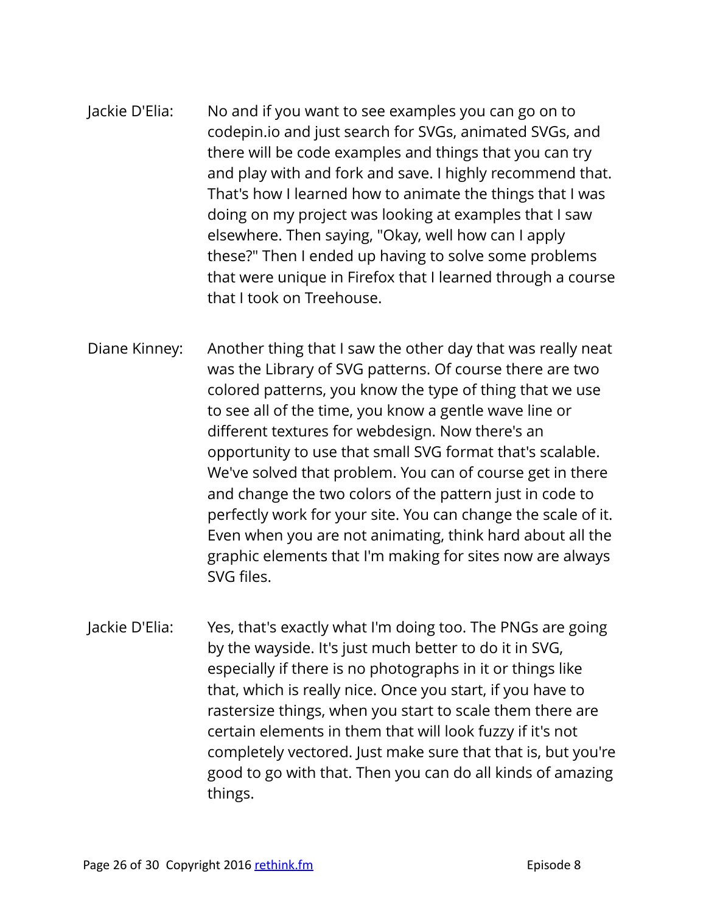Jackie D'Elia: No and if you want to see examples you can go on to codepin.io and just search for SVGs, animated SVGs, and there will be code examples and things that you can try and play with and fork and save. I highly recommend that. That's how I learned how to animate the things that I was doing on my project was looking at examples that I saw elsewhere. Then saying, "Okay, well how can I apply these?" Then I ended up having to solve some problems that were unique in Firefox that I learned through a course that I took on Treehouse.

Diane Kinney: Another thing that I saw the other day that was really neat was the Library of SVG patterns. Of course there are two colored patterns, you know the type of thing that we use to see all of the time, you know a gentle wave line or different textures for webdesign. Now there's an opportunity to use that small SVG format that's scalable. We've solved that problem. You can of course get in there and change the two colors of the pattern just in code to perfectly work for your site. You can change the scale of it. Even when you are not animating, think hard about all the graphic elements that I'm making for sites now are always SVG files.

Jackie D'Elia: Yes, that's exactly what I'm doing too. The PNGs are going by the wayside. It's just much better to do it in SVG, especially if there is no photographs in it or things like that, which is really nice. Once you start, if you have to rastersize things, when you start to scale them there are certain elements in them that will look fuzzy if it's not completely vectored. Just make sure that that is, but you're good to go with that. Then you can do all kinds of amazing things.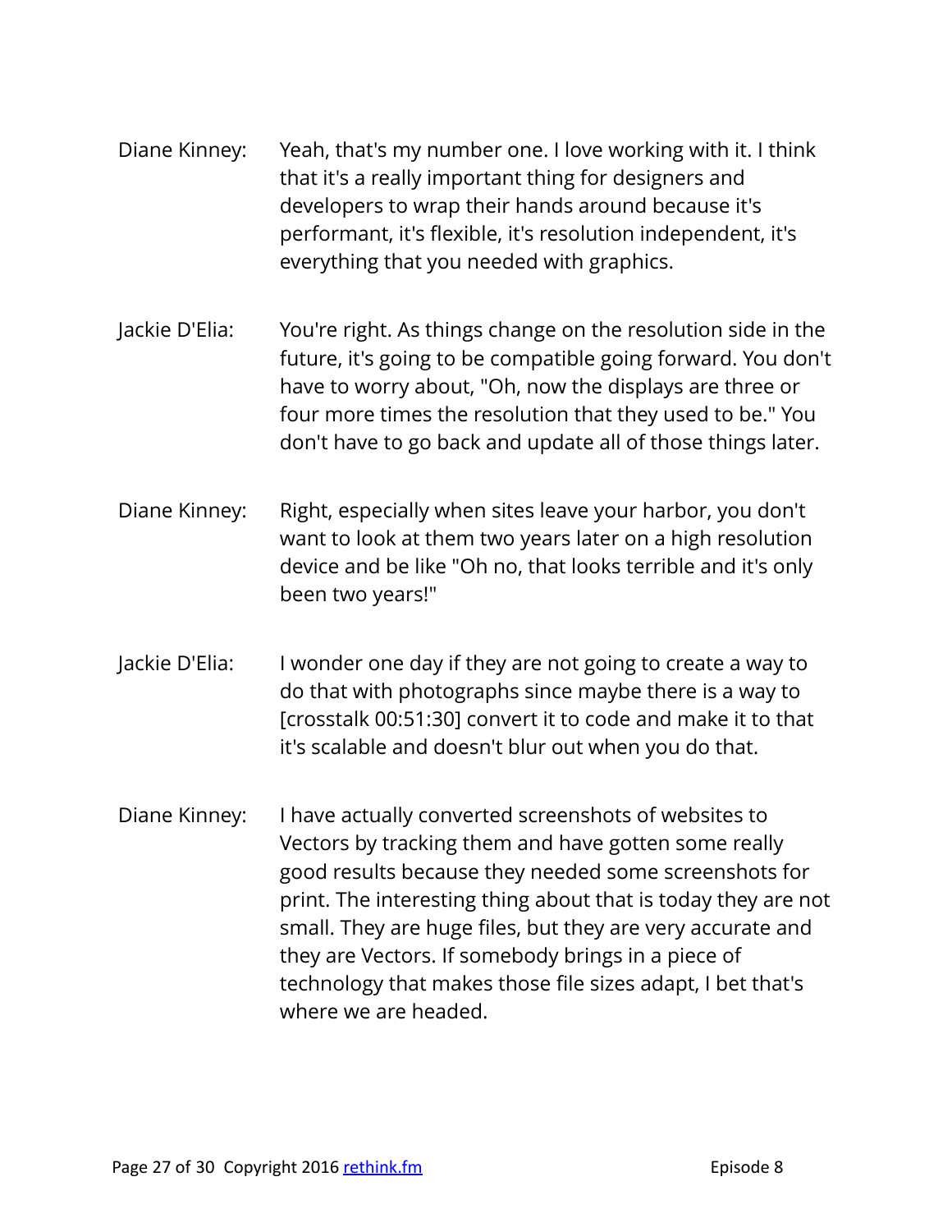Diane Kinney: Yeah, that's my number one. I love working with it. I think that it's a really important thing for designers and developers to wrap their hands around because it's performant, it's flexible, it's resolution independent, it's everything that you needed with graphics.

Jackie D'Elia: You're right. As things change on the resolution side in the future, it's going to be compatible going forward. You don't have to worry about, "Oh, now the displays are three or four more times the resolution that they used to be." You don't have to go back and update all of those things later.

Diane Kinney: Right, especially when sites leave your harbor, you don't want to look at them two years later on a high resolution device and be like "Oh no, that looks terrible and it's only been two years!"

Jackie D'Elia: I wonder one day if they are not going to create a way to do that with photographs since maybe there is a way to [crosstalk 00:51:30] convert it to code and make it to that it's scalable and doesn't blur out when you do that.

Diane Kinney: I have actually converted screenshots of websites to Vectors by tracking them and have gotten some really good results because they needed some screenshots for print. The interesting thing about that is today they are not small. They are huge files, but they are very accurate and they are Vectors. If somebody brings in a piece of technology that makes those file sizes adapt, I bet that's where we are headed.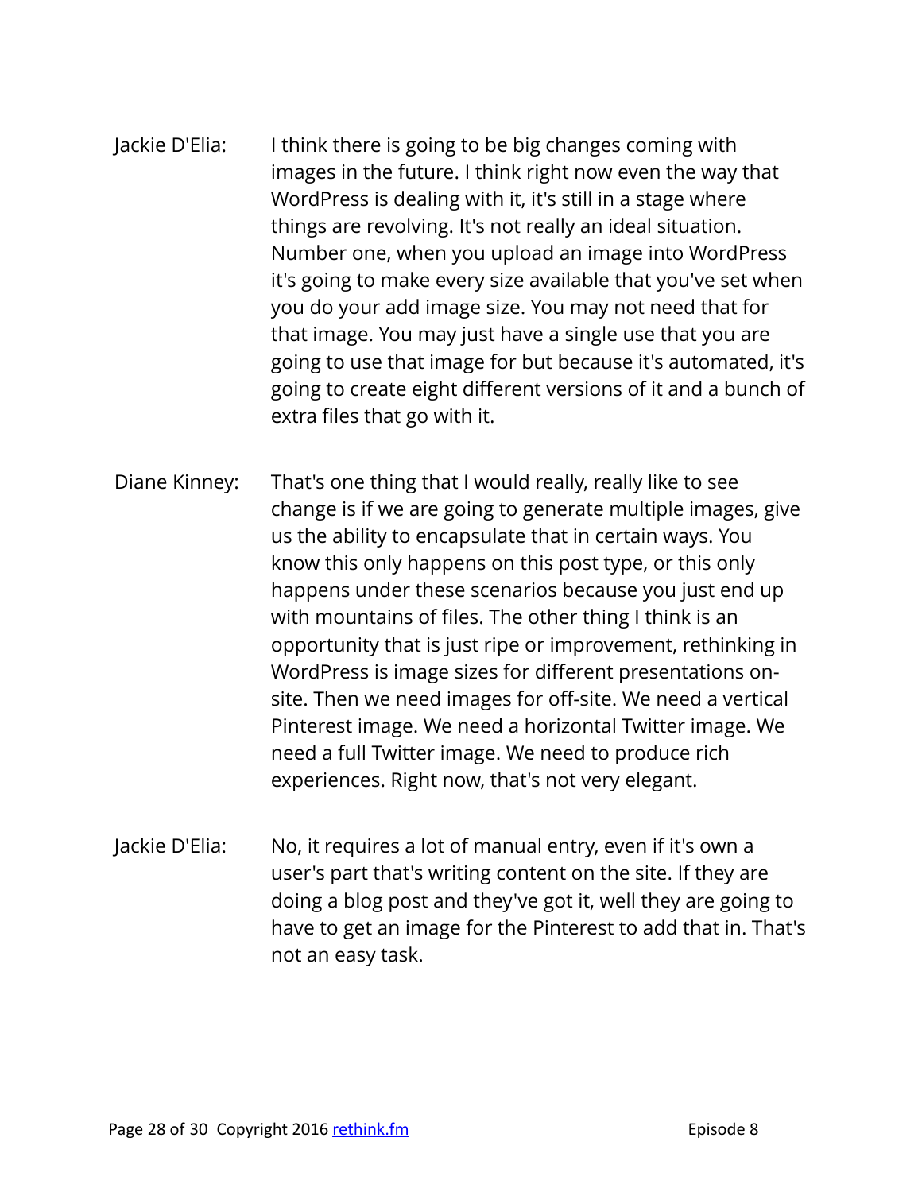Jackie D'Elia: I think there is going to be big changes coming with images in the future. I think right now even the way that WordPress is dealing with it, it's still in a stage where things are revolving. It's not really an ideal situation. Number one, when you upload an image into WordPress it's going to make every size available that you've set when you do your add image size. You may not need that for that image. You may just have a single use that you are going to use that image for but because it's automated, it's going to create eight different versions of it and a bunch of extra files that go with it.

Diane Kinney: That's one thing that I would really, really like to see change is if we are going to generate multiple images, give us the ability to encapsulate that in certain ways. You know this only happens on this post type, or this only happens under these scenarios because you just end up with mountains of files. The other thing I think is an opportunity that is just ripe or improvement, rethinking in WordPress is image sizes for different presentations on-site. Then we need images for off-site. We need a vertical Pinterest image. We need a horizontal Twitter image. We need a full Twitter image. We need to produce rich experiences. Right now, that's not very elegant.

Jackie D'Elia: No, it requires a lot of manual entry, even if it's own a user's part that's writing content on the site. If they are doing a blog post and they've got it, well they are going to have to get an image for the Pinterest to add that in. That's not an easy task.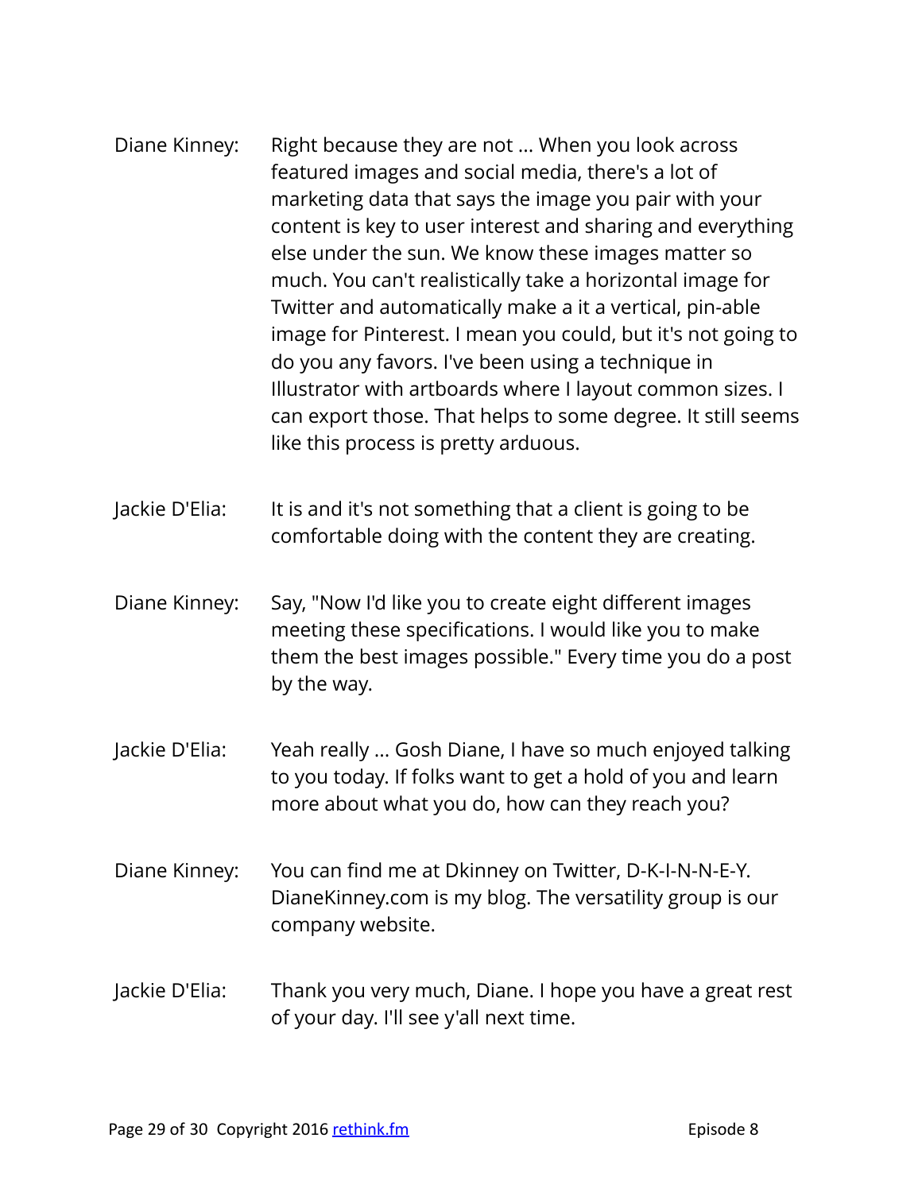Diane Kinney: Right because they are not ... When you look across featured images and social media, there's a lot of marketing data that says the image you pair with your content is key to user interest and sharing and everything else under the sun. We know these images matter so much. You can't realistically take a horizontal image for Twitter and automatically make a it a vertical, pin-able image for Pinterest. I mean you could, but it's not going to do you any favors. I've been using a technique in Illustrator with artboards where I layout common sizes. I can export those. That helps to some degree. It still seems like this process is pretty arduous.

Jackie D'Elia: It is and it's not something that a client is going to be comfortable doing with the content they are creating.

Diane Kinney: Say, "Now I'd like you to create eight different images meeting these specifications. I would like you to make them the best images possible." Every time you do a post by the way.

Jackie D'Elia: Yeah really ... Gosh Diane, I have so much enjoyed talking to you today. If folks want to get a hold of you and learn more about what you do, how can they reach you?

Diane Kinney: You can find me at Dkinney on Twitter, D-K-I-N-N-E-Y. DianeKinney.com is my blog. The versatility group is our company website.

Jackie D'Elia: Thank you very much, Diane. I hope you have a great rest of your day. I'll see y'all next time.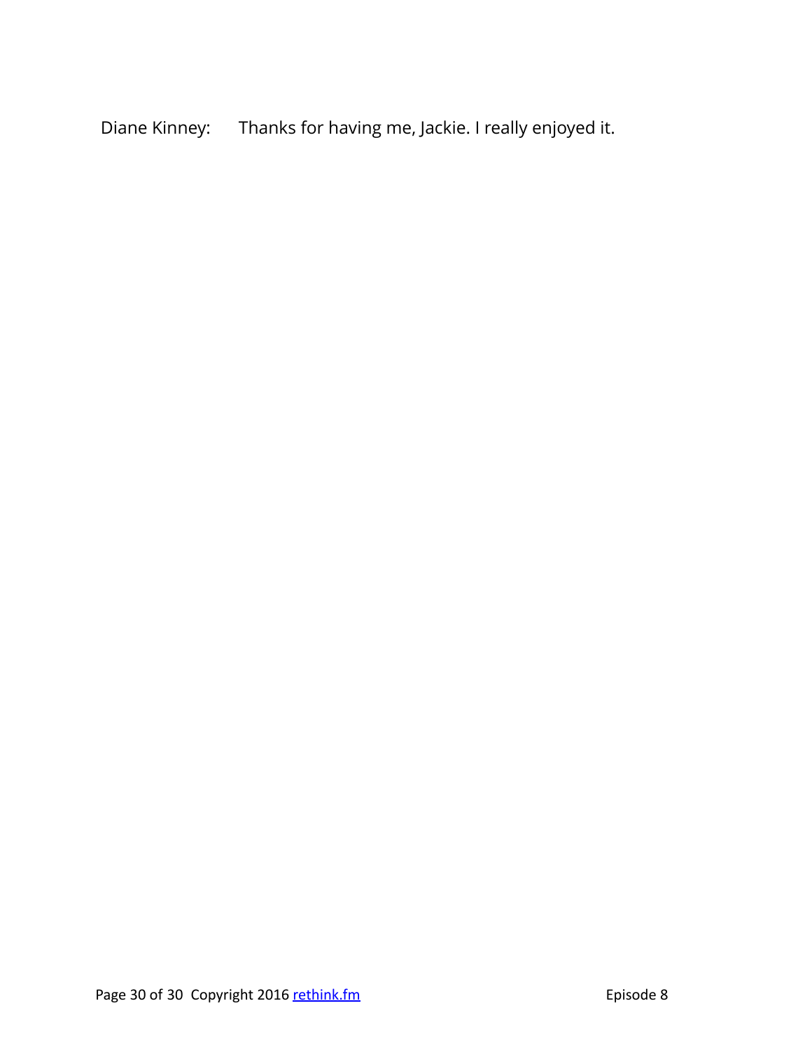Diane Kinney: Thanks for having me, Jackie. I really enjoyed it.